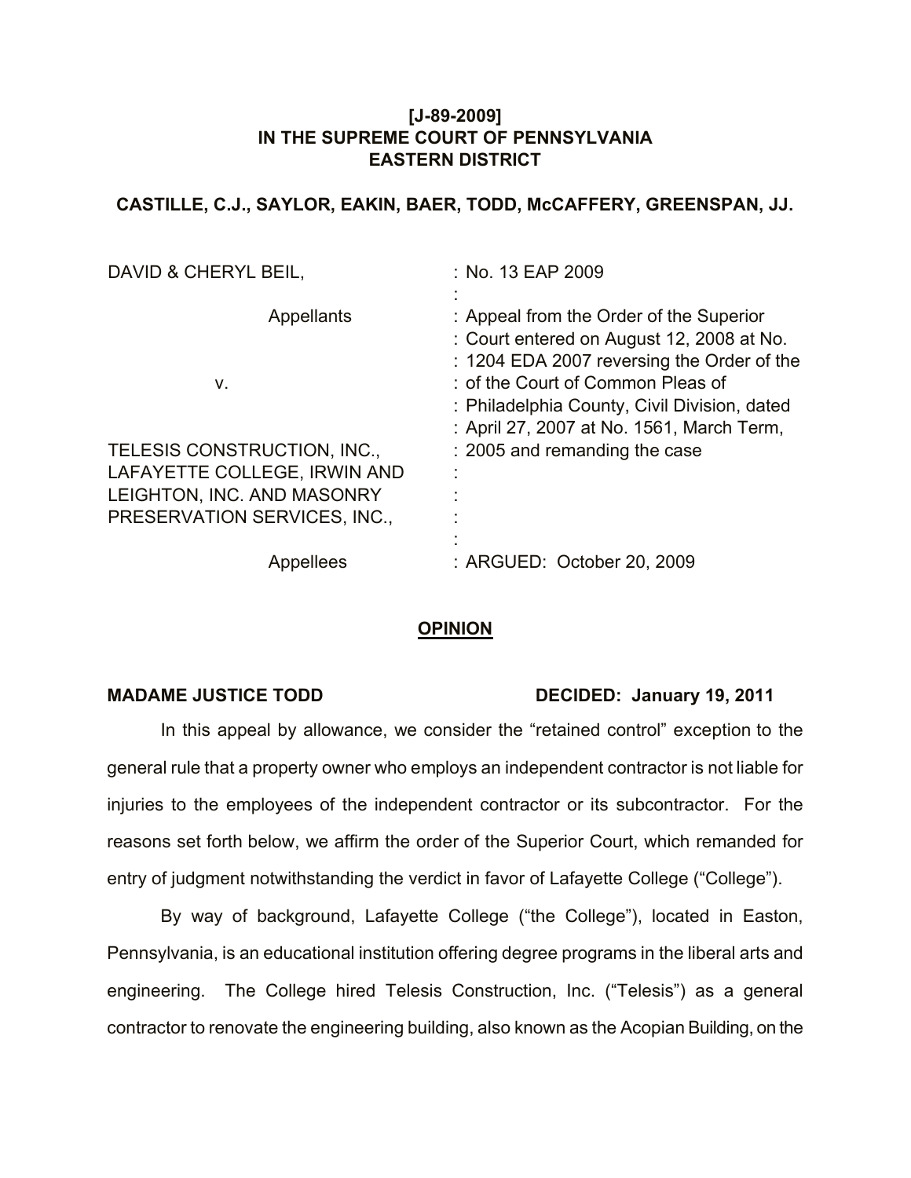**[J-89-2009]**
**IN THE SUPREME COURT OF PENNSYLVANIA**
**EASTERN DISTRICT**

**CASTILLE, C.J., SAYLOR, EAKIN, BAER, TODD, McCAFFERY, GREENSPAN, JJ.**

| | |
|---|---|
| DAVID & CHERYL BEIL, | : No. 13 EAP 2009 |
| | : |
| Appellants | : Appeal from the Order of the Superior : Court entered on August 12, 2008 at No. : 1204 EDA 2007 reversing the Order of the |
| v. | : of the Court of Common Pleas of : Philadelphia County, Civil Division, dated : April 27, 2007 at No. 1561, March Term, |
| TELESIS CONSTRUCTION, INC., LAFAYETTE COLLEGE, IRWIN AND LEIGHTON, INC. AND MASONRY PRESERVATION SERVICES, INC., | : 2005 and remanding the case |
| | : |
| Appellees | : ARGUED: October 20, 2009 |

**OPINION**

**MADAME JUSTICE TODD** **DECIDED: January 19, 2011**

In this appeal by allowance, we consider the "retained control" exception to the general rule that a property owner who employs an independent contractor is not liable for injuries to the employees of the independent contractor or its subcontractor. For the reasons set forth below, we affirm the order of the Superior Court, which remanded for entry of judgment notwithstanding the verdict in favor of Lafayette College ("College").

By way of background, Lafayette College ("the College"), located in Easton, Pennsylvania, is an educational institution offering degree programs in the liberal arts and engineering. The College hired Telesis Construction, Inc. ("Telesis") as a general contractor to renovate the engineering building, also known as the Acopian Building, on the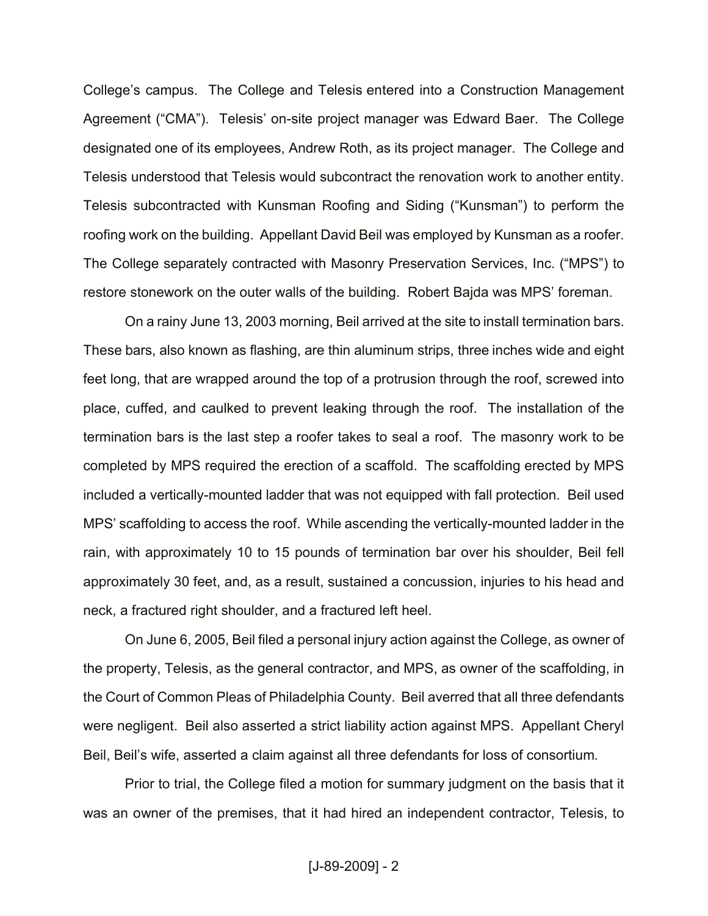College's campus. The College and Telesis entered into a Construction Management Agreement ("CMA"). Telesis' on-site project manager was Edward Baer. The College designated one of its employees, Andrew Roth, as its project manager. The College and Telesis understood that Telesis would subcontract the renovation work to another entity. Telesis subcontracted with Kunsman Roofing and Siding ("Kunsman") to perform the roofing work on the building. Appellant David Beil was employed by Kunsman as a roofer. The College separately contracted with Masonry Preservation Services, Inc. ("MPS") to restore stonework on the outer walls of the building. Robert Bajda was MPS' foreman.

On a rainy June 13, 2003 morning, Beil arrived at the site to install termination bars. These bars, also known as flashing, are thin aluminum strips, three inches wide and eight feet long, that are wrapped around the top of a protrusion through the roof, screwed into place, cuffed, and caulked to prevent leaking through the roof. The installation of the termination bars is the last step a roofer takes to seal a roof. The masonry work to be completed by MPS required the erection of a scaffold. The scaffolding erected by MPS included a vertically-mounted ladder that was not equipped with fall protection. Beil used MPS' scaffolding to access the roof. While ascending the vertically-mounted ladder in the rain, with approximately 10 to 15 pounds of termination bar over his shoulder, Beil fell approximately 30 feet, and, as a result, sustained a concussion, injuries to his head and neck, a fractured right shoulder, and a fractured left heel.

On June 6, 2005, Beil filed a personal injury action against the College, as owner of the property, Telesis, as the general contractor, and MPS, as owner of the scaffolding, in the Court of Common Pleas of Philadelphia County. Beil averred that all three defendants were negligent. Beil also asserted a strict liability action against MPS. Appellant Cheryl Beil, Beil's wife, asserted a claim against all three defendants for loss of consortium.

Prior to trial, the College filed a motion for summary judgment on the basis that it was an owner of the premises, that it had hired an independent contractor, Telesis, to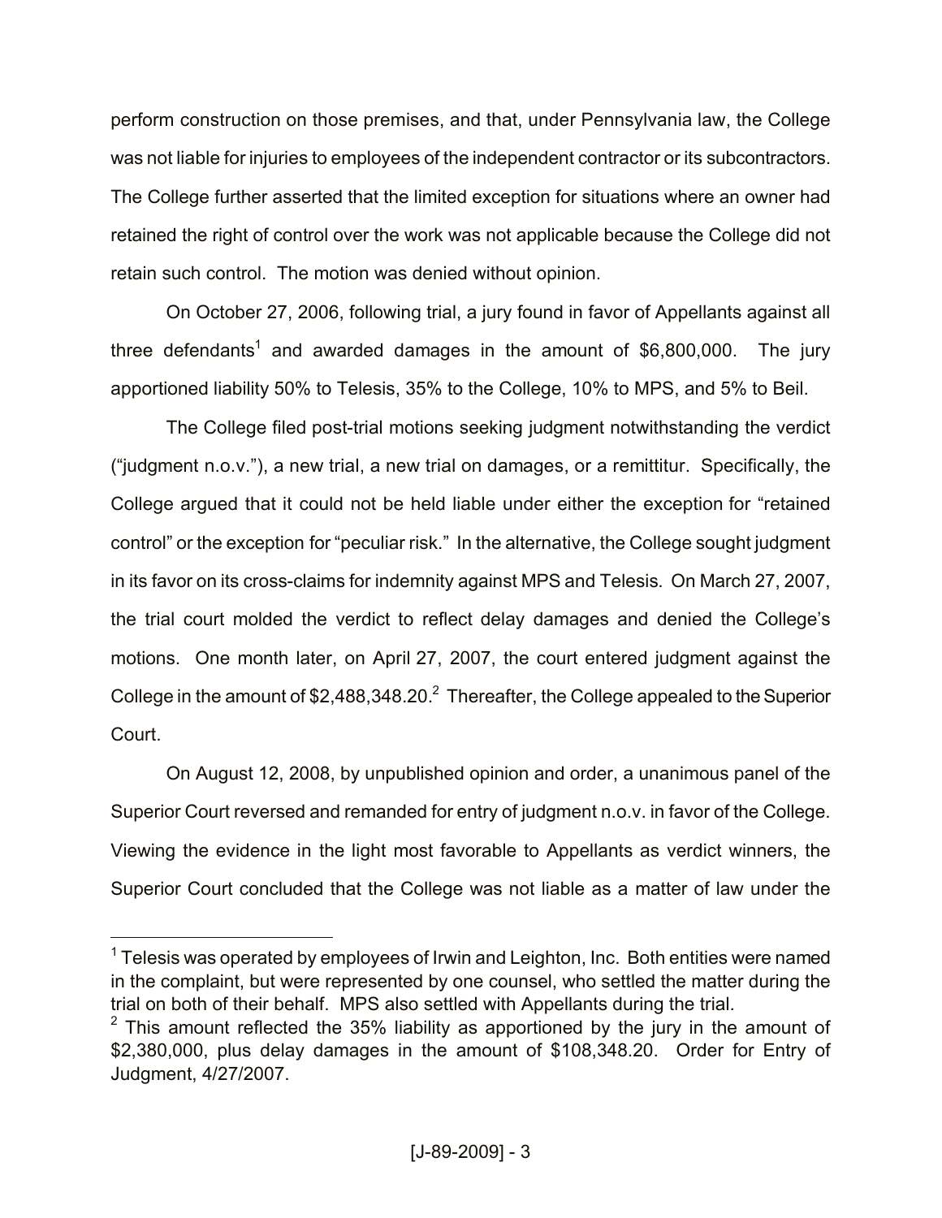perform construction on those premises, and that, under Pennsylvania law, the College was not liable for injuries to employees of the independent contractor or its subcontractors. The College further asserted that the limited exception for situations where an owner had retained the right of control over the work was not applicable because the College did not retain such control. The motion was denied without opinion.

On October 27, 2006, following trial, a jury found in favor of Appellants against all three defendants[1] and awarded damages in the amount of $6,800,000. The jury apportioned liability 50% to Telesis, 35% to the College, 10% to MPS, and 5% to Beil.

The College filed post-trial motions seeking judgment notwithstanding the verdict ("judgment n.o.v."), a new trial, a new trial on damages, or a remittitur. Specifically, the College argued that it could not be held liable under either the exception for "retained control" or the exception for "peculiar risk." In the alternative, the College sought judgment in its favor on its cross-claims for indemnity against MPS and Telesis. On March 27, 2007, the trial court molded the verdict to reflect delay damages and denied the College's motions. One month later, on April 27, 2007, the court entered judgment against the College in the amount of $2,488,348.20.[2] Thereafter, the College appealed to the Superior Court.

On August 12, 2008, by unpublished opinion and order, a unanimous panel of the Superior Court reversed and remanded for entry of judgment n.o.v. in favor of the College. Viewing the evidence in the light most favorable to Appellants as verdict winners, the Superior Court concluded that the College was not liable as a matter of law under the

---

[1] Telesis was operated by employees of Irwin and Leighton, Inc. Both entities were named in the complaint, but were represented by one counsel, who settled the matter during the trial on both of their behalf. MPS also settled with Appellants during the trial.

[2] This amount reflected the 35% liability as apportioned by the jury in the amount of $2,380,000, plus delay damages in the amount of $108,348.20. Order for Entry of Judgment, 4/27/2007.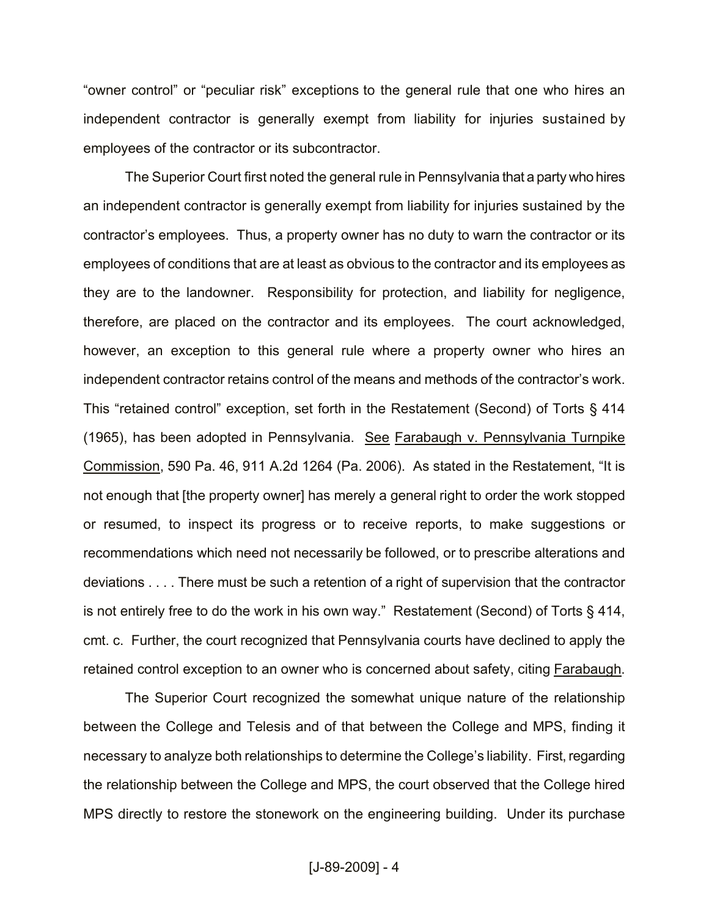"owner control" or "peculiar risk" exceptions to the general rule that one who hires an independent contractor is generally exempt from liability for injuries sustained by employees of the contractor or its subcontractor.

The Superior Court first noted the general rule in Pennsylvania that a party who hires an independent contractor is generally exempt from liability for injuries sustained by the contractor's employees. Thus, a property owner has no duty to warn the contractor or its employees of conditions that are at least as obvious to the contractor and its employees as they are to the landowner. Responsibility for protection, and liability for negligence, therefore, are placed on the contractor and its employees. The court acknowledged, however, an exception to this general rule where a property owner who hires an independent contractor retains control of the means and methods of the contractor's work. This "retained control" exception, set forth in the Restatement (Second) of Torts § 414 (1965), has been adopted in Pennsylvania. See Farabaugh v. Pennsylvania Turnpike Commission, 590 Pa. 46, 911 A.2d 1264 (Pa. 2006). As stated in the Restatement, "It is not enough that [the property owner] has merely a general right to order the work stopped or resumed, to inspect its progress or to receive reports, to make suggestions or recommendations which need not necessarily be followed, or to prescribe alterations and deviations . . . . There must be such a retention of a right of supervision that the contractor is not entirely free to do the work in his own way." Restatement (Second) of Torts § 414, cmt. c. Further, the court recognized that Pennsylvania courts have declined to apply the retained control exception to an owner who is concerned about safety, citing Farabaugh.

The Superior Court recognized the somewhat unique nature of the relationship between the College and Telesis and of that between the College and MPS, finding it necessary to analyze both relationships to determine the College's liability. First, regarding the relationship between the College and MPS, the court observed that the College hired MPS directly to restore the stonework on the engineering building. Under its purchase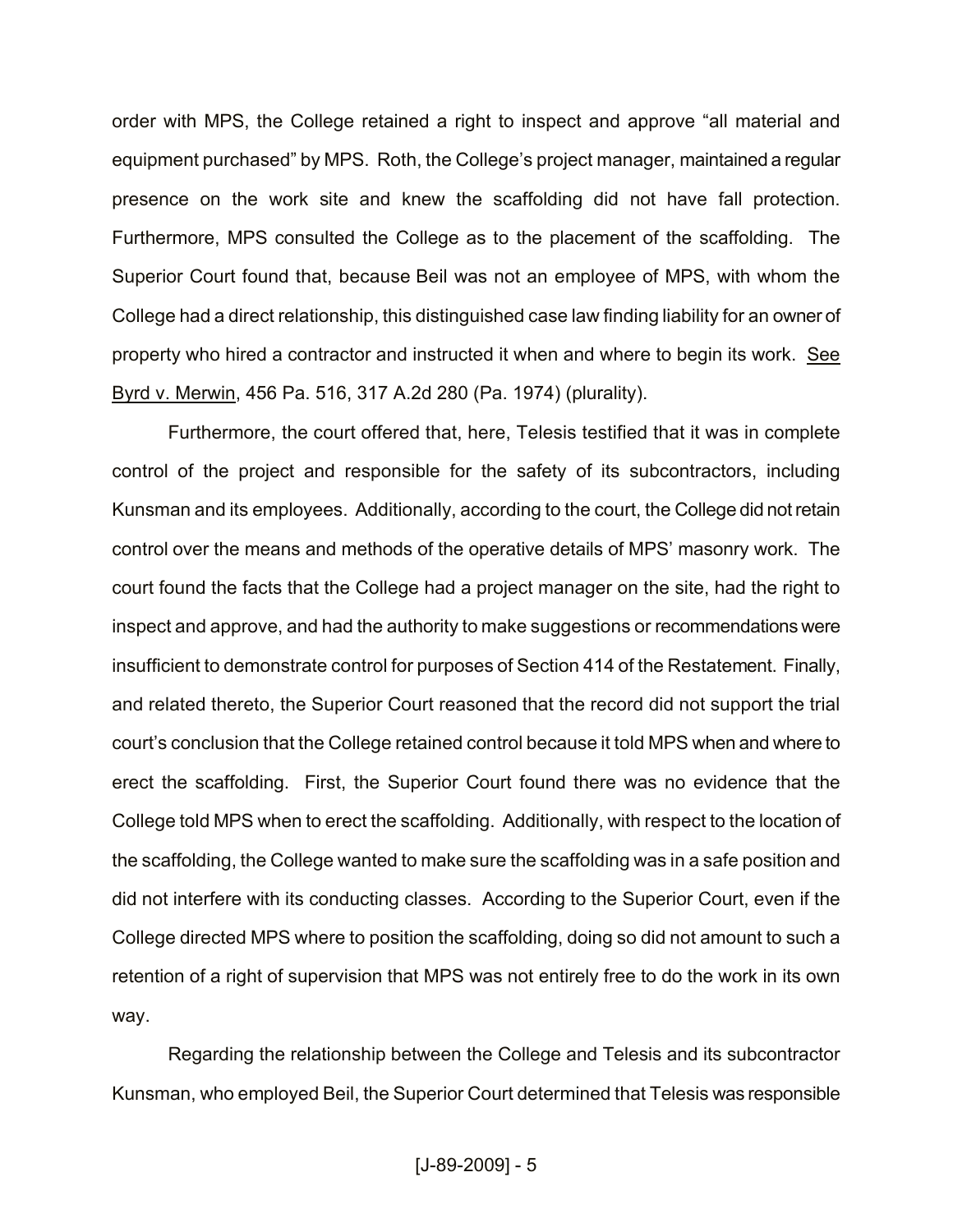order with MPS, the College retained a right to inspect and approve "all material and equipment purchased" by MPS. Roth, the College's project manager, maintained a regular presence on the work site and knew the scaffolding did not have fall protection. Furthermore, MPS consulted the College as to the placement of the scaffolding. The Superior Court found that, because Beil was not an employee of MPS, with whom the College had a direct relationship, this distinguished case law finding liability for an owner of property who hired a contractor and instructed it when and where to begin its work. See Byrd v. Merwin, 456 Pa. 516, 317 A.2d 280 (Pa. 1974) (plurality).

Furthermore, the court offered that, here, Telesis testified that it was in complete control of the project and responsible for the safety of its subcontractors, including Kunsman and its employees. Additionally, according to the court, the College did not retain control over the means and methods of the operative details of MPS' masonry work. The court found the facts that the College had a project manager on the site, had the right to inspect and approve, and had the authority to make suggestions or recommendations were insufficient to demonstrate control for purposes of Section 414 of the Restatement. Finally, and related thereto, the Superior Court reasoned that the record did not support the trial court's conclusion that the College retained control because it told MPS when and where to erect the scaffolding. First, the Superior Court found there was no evidence that the College told MPS when to erect the scaffolding. Additionally, with respect to the location of the scaffolding, the College wanted to make sure the scaffolding was in a safe position and did not interfere with its conducting classes. According to the Superior Court, even if the College directed MPS where to position the scaffolding, doing so did not amount to such a retention of a right of supervision that MPS was not entirely free to do the work in its own way.

Regarding the relationship between the College and Telesis and its subcontractor Kunsman, who employed Beil, the Superior Court determined that Telesis was responsible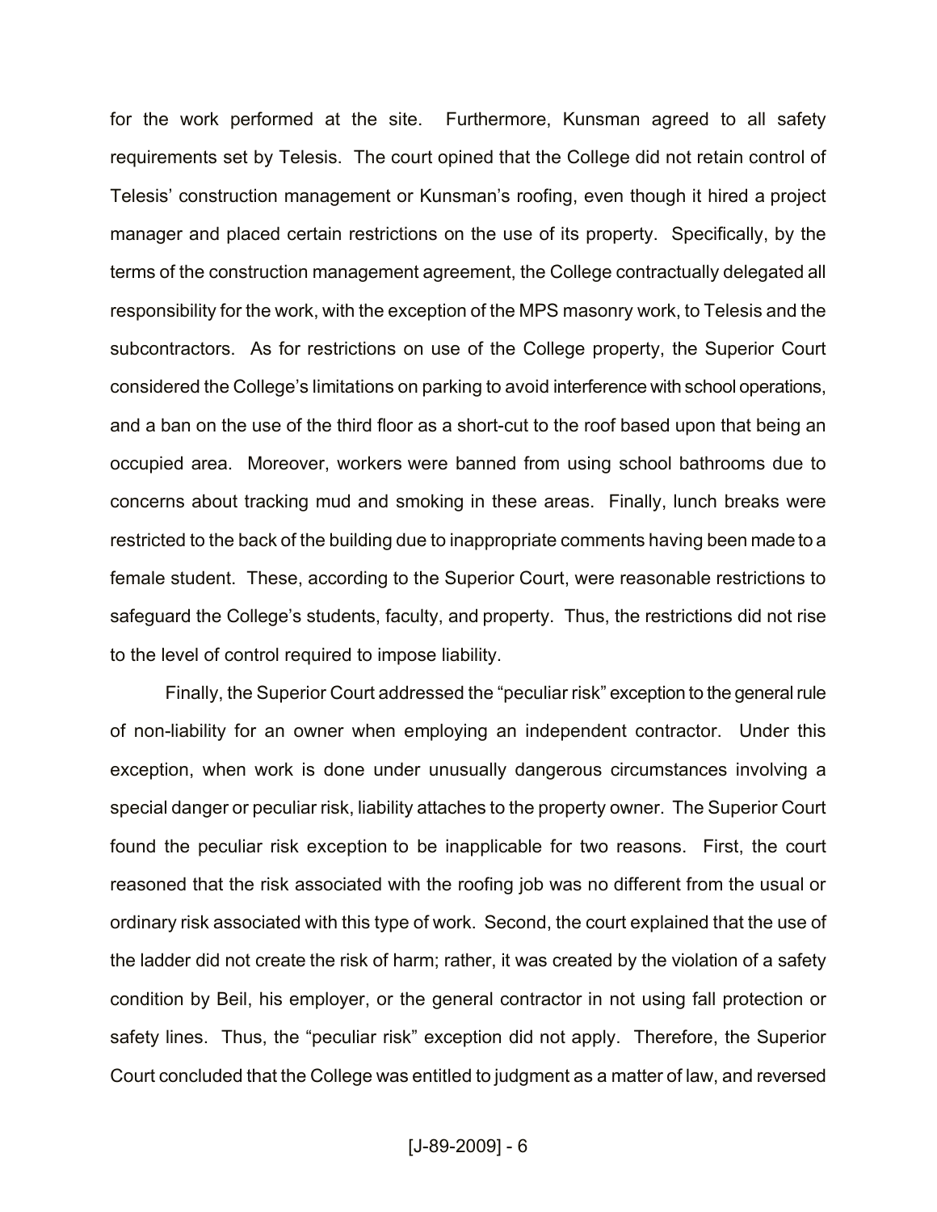for the work performed at the site. Furthermore, Kunsman agreed to all safety requirements set by Telesis. The court opined that the College did not retain control of Telesis' construction management or Kunsman's roofing, even though it hired a project manager and placed certain restrictions on the use of its property. Specifically, by the terms of the construction management agreement, the College contractually delegated all responsibility for the work, with the exception of the MPS masonry work, to Telesis and the subcontractors. As for restrictions on use of the College property, the Superior Court considered the College's limitations on parking to avoid interference with school operations, and a ban on the use of the third floor as a short-cut to the roof based upon that being an occupied area. Moreover, workers were banned from using school bathrooms due to concerns about tracking mud and smoking in these areas. Finally, lunch breaks were restricted to the back of the building due to inappropriate comments having been made to a female student. These, according to the Superior Court, were reasonable restrictions to safeguard the College's students, faculty, and property. Thus, the restrictions did not rise to the level of control required to impose liability.

Finally, the Superior Court addressed the "peculiar risk" exception to the general rule of non-liability for an owner when employing an independent contractor. Under this exception, when work is done under unusually dangerous circumstances involving a special danger or peculiar risk, liability attaches to the property owner. The Superior Court found the peculiar risk exception to be inapplicable for two reasons. First, the court reasoned that the risk associated with the roofing job was no different from the usual or ordinary risk associated with this type of work. Second, the court explained that the use of the ladder did not create the risk of harm; rather, it was created by the violation of a safety condition by Beil, his employer, or the general contractor in not using fall protection or safety lines. Thus, the "peculiar risk" exception did not apply. Therefore, the Superior Court concluded that the College was entitled to judgment as a matter of law, and reversed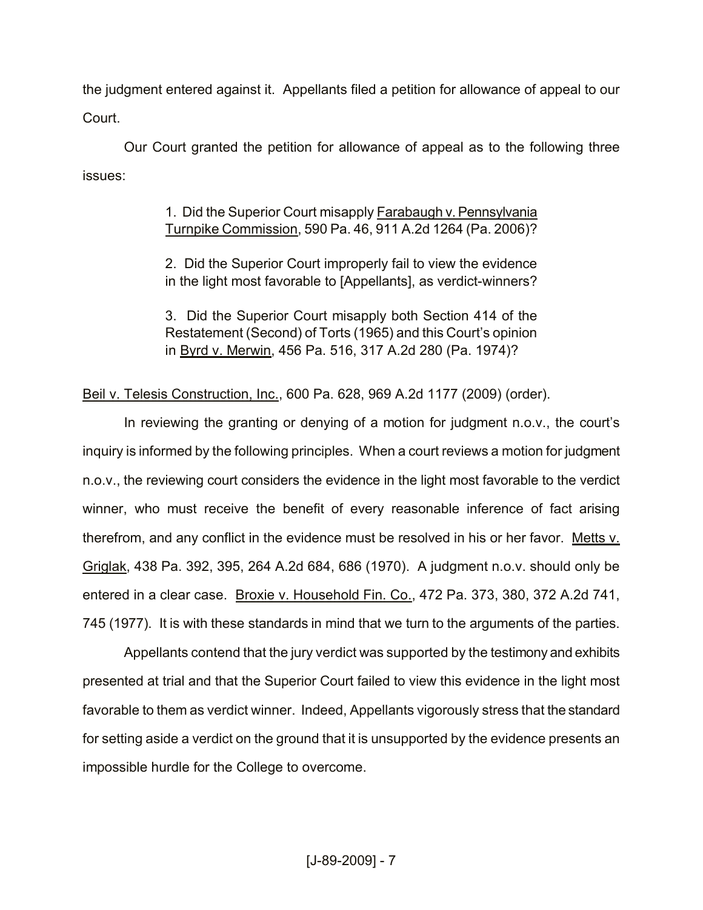the judgment entered against it. Appellants filed a petition for allowance of appeal to our Court.

Our Court granted the petition for allowance of appeal as to the following three issues:

> 1. Did the Superior Court misapply Farabaugh v. Pennsylvania Turnpike Commission, 590 Pa. 46, 911 A.2d 1264 (Pa. 2006)?
>
> 2. Did the Superior Court improperly fail to view the evidence in the light most favorable to [Appellants], as verdict-winners?
>
> 3. Did the Superior Court misapply both Section 414 of the Restatement (Second) of Torts (1965) and this Court's opinion in Byrd v. Merwin, 456 Pa. 516, 317 A.2d 280 (Pa. 1974)?

Beil v. Telesis Construction, Inc., 600 Pa. 628, 969 A.2d 1177 (2009) (order).

In reviewing the granting or denying of a motion for judgment n.o.v., the court's inquiry is informed by the following principles. When a court reviews a motion for judgment n.o.v., the reviewing court considers the evidence in the light most favorable to the verdict winner, who must receive the benefit of every reasonable inference of fact arising therefrom, and any conflict in the evidence must be resolved in his or her favor. Metts v. Griglak, 438 Pa. 392, 395, 264 A.2d 684, 686 (1970). A judgment n.o.v. should only be entered in a clear case. Broxie v. Household Fin. Co., 472 Pa. 373, 380, 372 A.2d 741, 745 (1977). It is with these standards in mind that we turn to the arguments of the parties.

Appellants contend that the jury verdict was supported by the testimony and exhibits presented at trial and that the Superior Court failed to view this evidence in the light most favorable to them as verdict winner. Indeed, Appellants vigorously stress that the standard for setting aside a verdict on the ground that it is unsupported by the evidence presents an impossible hurdle for the College to overcome.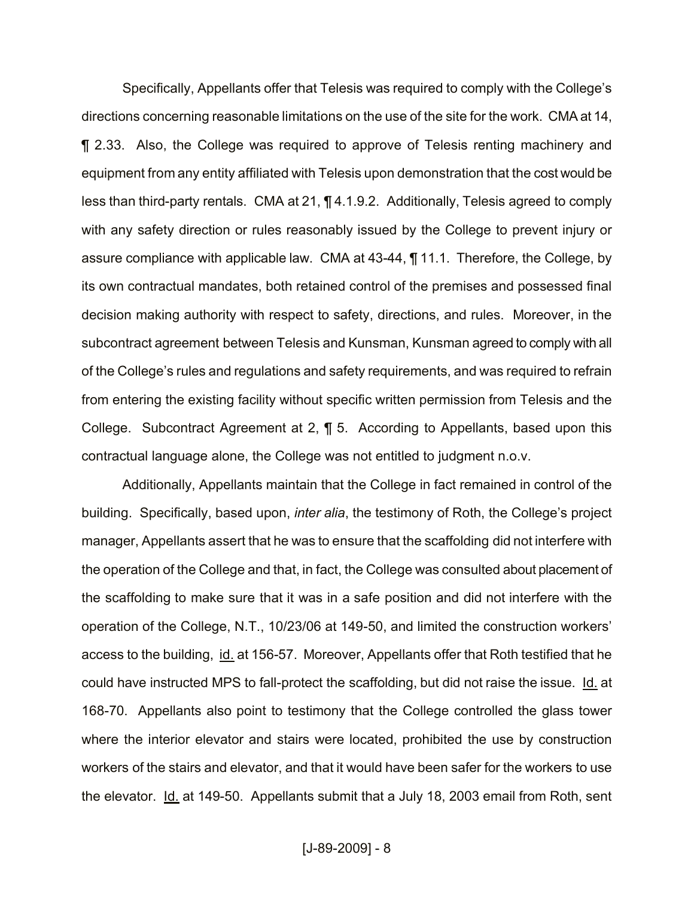Specifically, Appellants offer that Telesis was required to comply with the College's directions concerning reasonable limitations on the use of the site for the work. CMA at 14, ¶ 2.33. Also, the College was required to approve of Telesis renting machinery and equipment from any entity affiliated with Telesis upon demonstration that the cost would be less than third-party rentals. CMA at 21, ¶ 4.1.9.2. Additionally, Telesis agreed to comply with any safety direction or rules reasonably issued by the College to prevent injury or assure compliance with applicable law. CMA at 43-44, ¶ 11.1. Therefore, the College, by its own contractual mandates, both retained control of the premises and possessed final decision making authority with respect to safety, directions, and rules. Moreover, in the subcontract agreement between Telesis and Kunsman, Kunsman agreed to comply with all of the College's rules and regulations and safety requirements, and was required to refrain from entering the existing facility without specific written permission from Telesis and the College. Subcontract Agreement at 2, ¶ 5. According to Appellants, based upon this contractual language alone, the College was not entitled to judgment n.o.v.

Additionally, Appellants maintain that the College in fact remained in control of the building. Specifically, based upon, *inter alia*, the testimony of Roth, the College's project manager, Appellants assert that he was to ensure that the scaffolding did not interfere with the operation of the College and that, in fact, the College was consulted about placement of the scaffolding to make sure that it was in a safe position and did not interfere with the operation of the College, N.T., 10/23/06 at 149-50, and limited the construction workers' access to the building, id. at 156-57. Moreover, Appellants offer that Roth testified that he could have instructed MPS to fall-protect the scaffolding, but did not raise the issue. Id. at 168-70. Appellants also point to testimony that the College controlled the glass tower where the interior elevator and stairs were located, prohibited the use by construction workers of the stairs and elevator, and that it would have been safer for the workers to use the elevator. Id. at 149-50. Appellants submit that a July 18, 2003 email from Roth, sent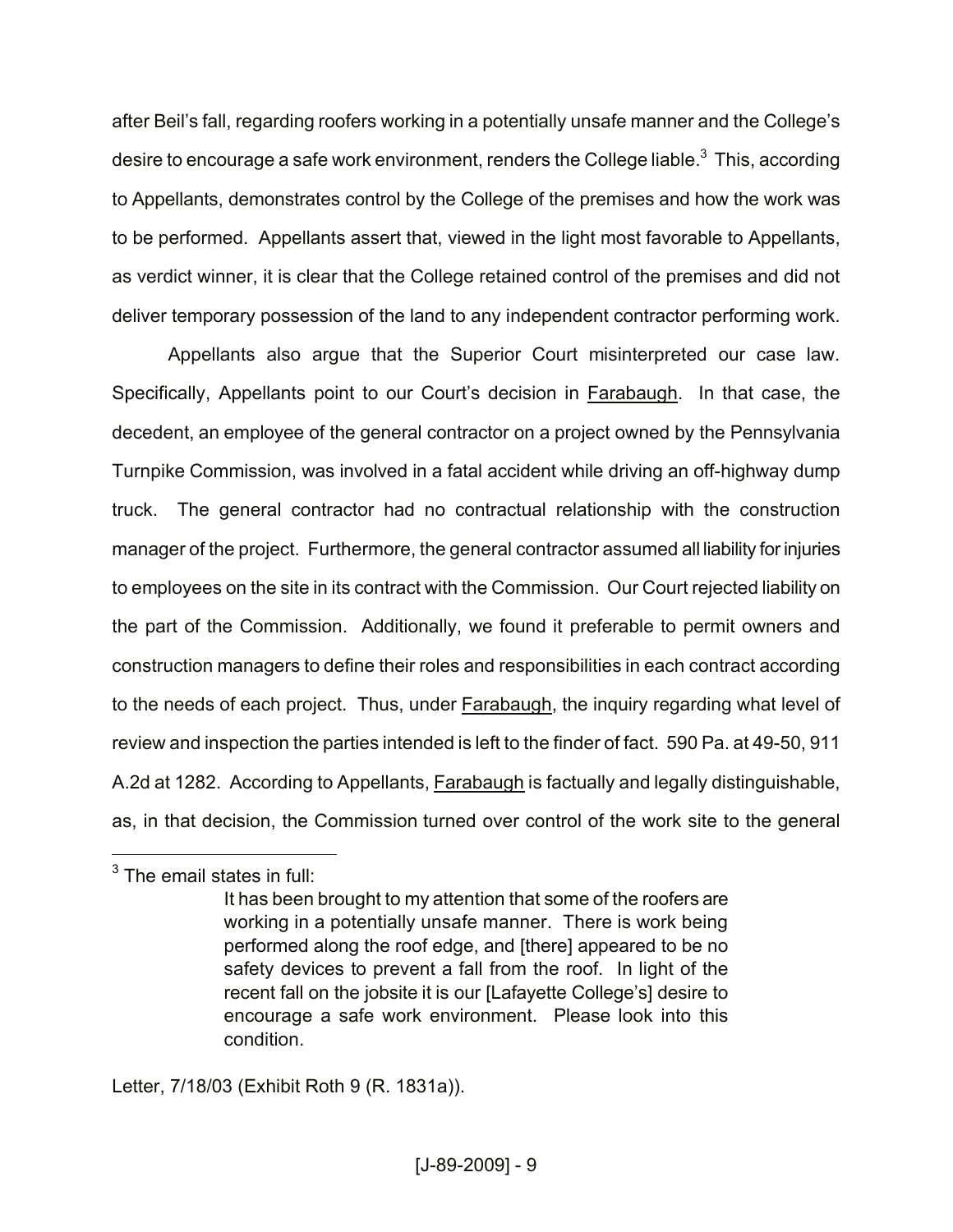after Beil's fall, regarding roofers working in a potentially unsafe manner and the College's desire to encourage a safe work environment, renders the College liable.[3] This, according to Appellants, demonstrates control by the College of the premises and how the work was to be performed. Appellants assert that, viewed in the light most favorable to Appellants, as verdict winner, it is clear that the College retained control of the premises and did not deliver temporary possession of the land to any independent contractor performing work.

Appellants also argue that the Superior Court misinterpreted our case law. Specifically, Appellants point to our Court's decision in Farabaugh. In that case, the decedent, an employee of the general contractor on a project owned by the Pennsylvania Turnpike Commission, was involved in a fatal accident while driving an off-highway dump truck. The general contractor had no contractual relationship with the construction manager of the project. Furthermore, the general contractor assumed all liability for injuries to employees on the site in its contract with the Commission. Our Court rejected liability on the part of the Commission. Additionally, we found it preferable to permit owners and construction managers to define their roles and responsibilities in each contract according to the needs of each project. Thus, under Farabaugh, the inquiry regarding what level of review and inspection the parties intended is left to the finder of fact. 590 Pa. at 49-50, 911 A.2d at 1282. According to Appellants, Farabaugh is factually and legally distinguishable, as, in that decision, the Commission turned over control of the work site to the general

---

[3] The email states in full:

> It has been brought to my attention that some of the roofers are working in a potentially unsafe manner. There is work being performed along the roof edge, and [there] appeared to be no safety devices to prevent a fall from the roof. In light of the recent fall on the jobsite it is our [Lafayette College's] desire to encourage a safe work environment. Please look into this condition.

Letter, 7/18/03 (Exhibit Roth 9 (R. 1831a)).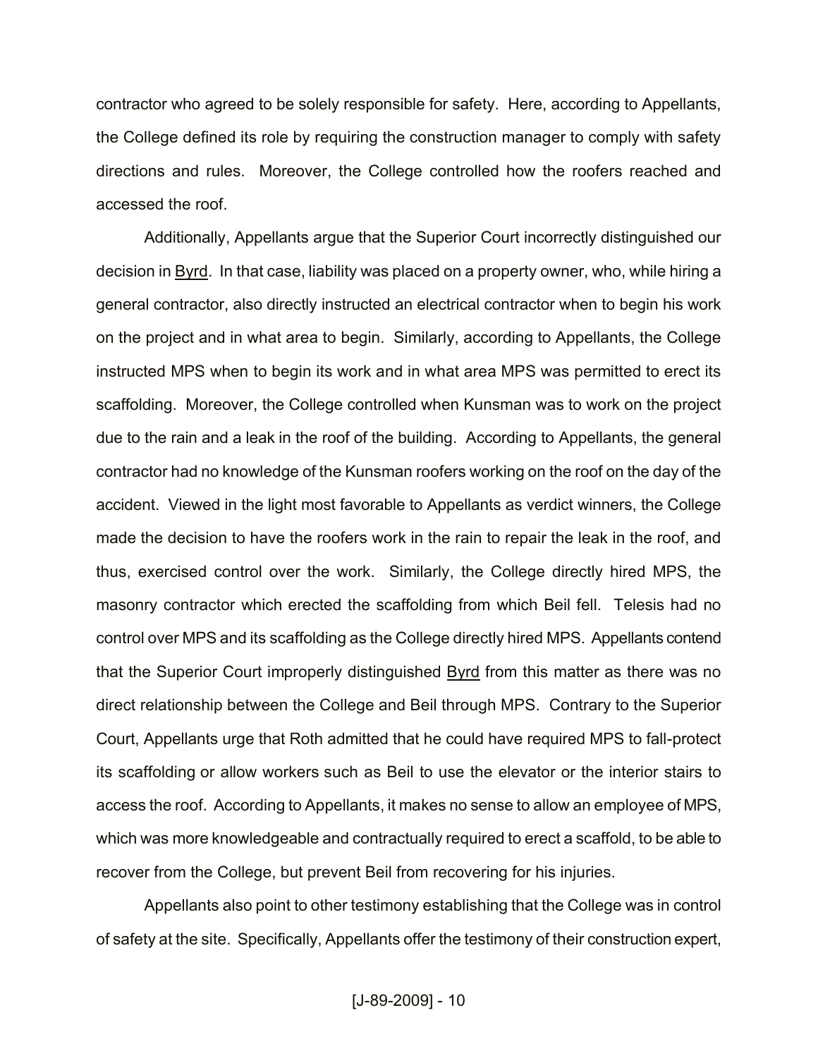contractor who agreed to be solely responsible for safety. Here, according to Appellants, the College defined its role by requiring the construction manager to comply with safety directions and rules. Moreover, the College controlled how the roofers reached and accessed the roof.

Additionally, Appellants argue that the Superior Court incorrectly distinguished our decision in Byrd. In that case, liability was placed on a property owner, who, while hiring a general contractor, also directly instructed an electrical contractor when to begin his work on the project and in what area to begin. Similarly, according to Appellants, the College instructed MPS when to begin its work and in what area MPS was permitted to erect its scaffolding. Moreover, the College controlled when Kunsman was to work on the project due to the rain and a leak in the roof of the building. According to Appellants, the general contractor had no knowledge of the Kunsman roofers working on the roof on the day of the accident. Viewed in the light most favorable to Appellants as verdict winners, the College made the decision to have the roofers work in the rain to repair the leak in the roof, and thus, exercised control over the work. Similarly, the College directly hired MPS, the masonry contractor which erected the scaffolding from which Beil fell. Telesis had no control over MPS and its scaffolding as the College directly hired MPS. Appellants contend that the Superior Court improperly distinguished Byrd from this matter as there was no direct relationship between the College and Beil through MPS. Contrary to the Superior Court, Appellants urge that Roth admitted that he could have required MPS to fall-protect its scaffolding or allow workers such as Beil to use the elevator or the interior stairs to access the roof. According to Appellants, it makes no sense to allow an employee of MPS, which was more knowledgeable and contractually required to erect a scaffold, to be able to recover from the College, but prevent Beil from recovering for his injuries.

Appellants also point to other testimony establishing that the College was in control of safety at the site. Specifically, Appellants offer the testimony of their construction expert,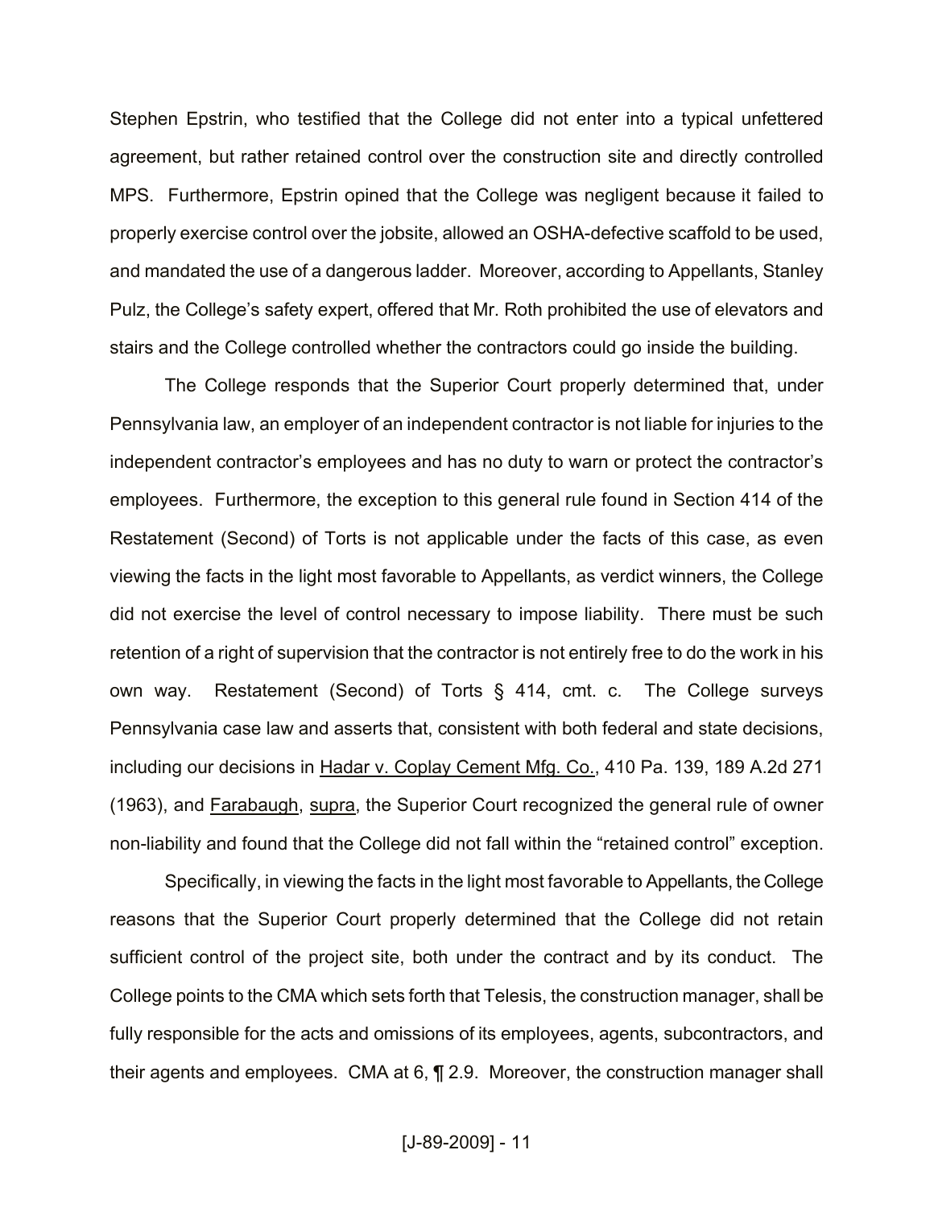Stephen Epstrin, who testified that the College did not enter into a typical unfettered agreement, but rather retained control over the construction site and directly controlled MPS. Furthermore, Epstrin opined that the College was negligent because it failed to properly exercise control over the jobsite, allowed an OSHA-defective scaffold to be used, and mandated the use of a dangerous ladder. Moreover, according to Appellants, Stanley Pulz, the College's safety expert, offered that Mr. Roth prohibited the use of elevators and stairs and the College controlled whether the contractors could go inside the building.

The College responds that the Superior Court properly determined that, under Pennsylvania law, an employer of an independent contractor is not liable for injuries to the independent contractor's employees and has no duty to warn or protect the contractor's employees. Furthermore, the exception to this general rule found in Section 414 of the Restatement (Second) of Torts is not applicable under the facts of this case, as even viewing the facts in the light most favorable to Appellants, as verdict winners, the College did not exercise the level of control necessary to impose liability. There must be such retention of a right of supervision that the contractor is not entirely free to do the work in his own way. Restatement (Second) of Torts § 414, cmt. c. The College surveys Pennsylvania case law and asserts that, consistent with both federal and state decisions, including our decisions in Hadar v. Coplay Cement Mfg. Co., 410 Pa. 139, 189 A.2d 271 (1963), and Farabaugh, supra, the Superior Court recognized the general rule of owner non-liability and found that the College did not fall within the "retained control" exception.

Specifically, in viewing the facts in the light most favorable to Appellants, the College reasons that the Superior Court properly determined that the College did not retain sufficient control of the project site, both under the contract and by its conduct. The College points to the CMA which sets forth that Telesis, the construction manager, shall be fully responsible for the acts and omissions of its employees, agents, subcontractors, and their agents and employees. CMA at 6, ¶ 2.9. Moreover, the construction manager shall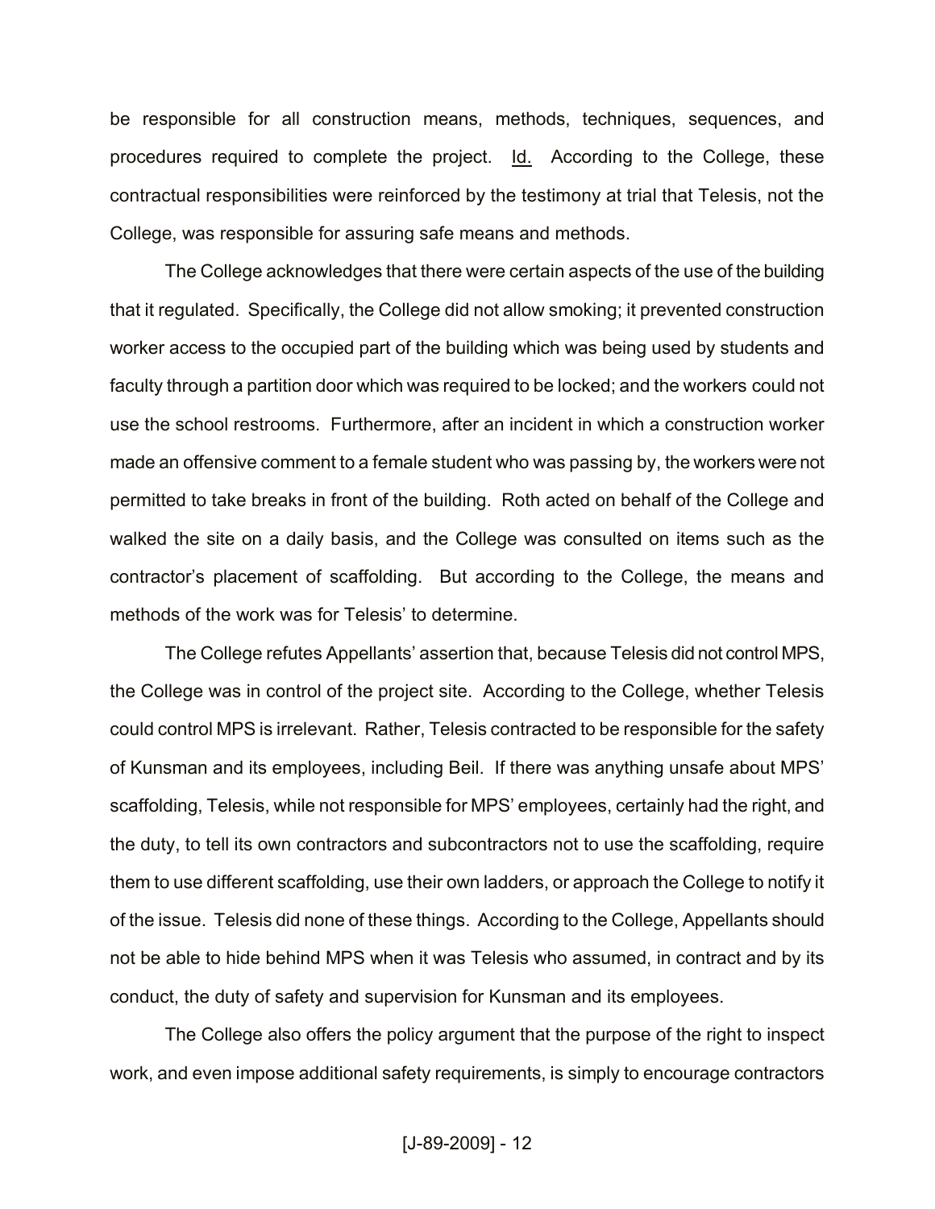be responsible for all construction means, methods, techniques, sequences, and procedures required to complete the project. Id. According to the College, these contractual responsibilities were reinforced by the testimony at trial that Telesis, not the College, was responsible for assuring safe means and methods.

The College acknowledges that there were certain aspects of the use of the building that it regulated. Specifically, the College did not allow smoking; it prevented construction worker access to the occupied part of the building which was being used by students and faculty through a partition door which was required to be locked; and the workers could not use the school restrooms. Furthermore, after an incident in which a construction worker made an offensive comment to a female student who was passing by, the workers were not permitted to take breaks in front of the building. Roth acted on behalf of the College and walked the site on a daily basis, and the College was consulted on items such as the contractor's placement of scaffolding. But according to the College, the means and methods of the work was for Telesis' to determine.

The College refutes Appellants' assertion that, because Telesis did not control MPS, the College was in control of the project site. According to the College, whether Telesis could control MPS is irrelevant. Rather, Telesis contracted to be responsible for the safety of Kunsman and its employees, including Beil. If there was anything unsafe about MPS' scaffolding, Telesis, while not responsible for MPS' employees, certainly had the right, and the duty, to tell its own contractors and subcontractors not to use the scaffolding, require them to use different scaffolding, use their own ladders, or approach the College to notify it of the issue. Telesis did none of these things. According to the College, Appellants should not be able to hide behind MPS when it was Telesis who assumed, in contract and by its conduct, the duty of safety and supervision for Kunsman and its employees.

The College also offers the policy argument that the purpose of the right to inspect work, and even impose additional safety requirements, is simply to encourage contractors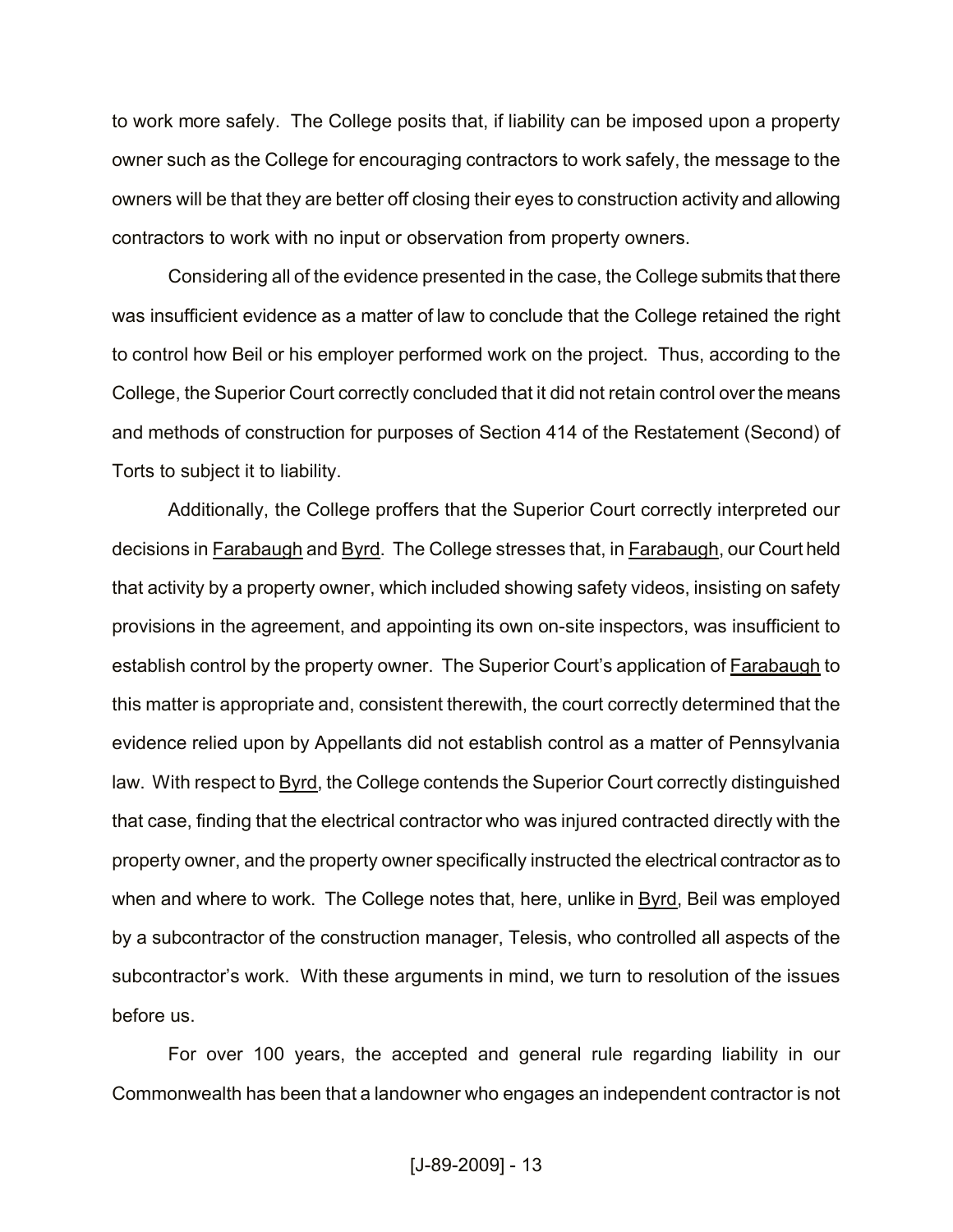to work more safely. The College posits that, if liability can be imposed upon a property owner such as the College for encouraging contractors to work safely, the message to the owners will be that they are better off closing their eyes to construction activity and allowing contractors to work with no input or observation from property owners.

Considering all of the evidence presented in the case, the College submits that there was insufficient evidence as a matter of law to conclude that the College retained the right to control how Beil or his employer performed work on the project. Thus, according to the College, the Superior Court correctly concluded that it did not retain control over the means and methods of construction for purposes of Section 414 of the Restatement (Second) of Torts to subject it to liability.

Additionally, the College proffers that the Superior Court correctly interpreted our decisions in Farabaugh and Byrd. The College stresses that, in Farabaugh, our Court held that activity by a property owner, which included showing safety videos, insisting on safety provisions in the agreement, and appointing its own on-site inspectors, was insufficient to establish control by the property owner. The Superior Court's application of Farabaugh to this matter is appropriate and, consistent therewith, the court correctly determined that the evidence relied upon by Appellants did not establish control as a matter of Pennsylvania law. With respect to Byrd, the College contends the Superior Court correctly distinguished that case, finding that the electrical contractor who was injured contracted directly with the property owner, and the property owner specifically instructed the electrical contractor as to when and where to work. The College notes that, here, unlike in Byrd, Beil was employed by a subcontractor of the construction manager, Telesis, who controlled all aspects of the subcontractor's work. With these arguments in mind, we turn to resolution of the issues before us.

For over 100 years, the accepted and general rule regarding liability in our Commonwealth has been that a landowner who engages an independent contractor is not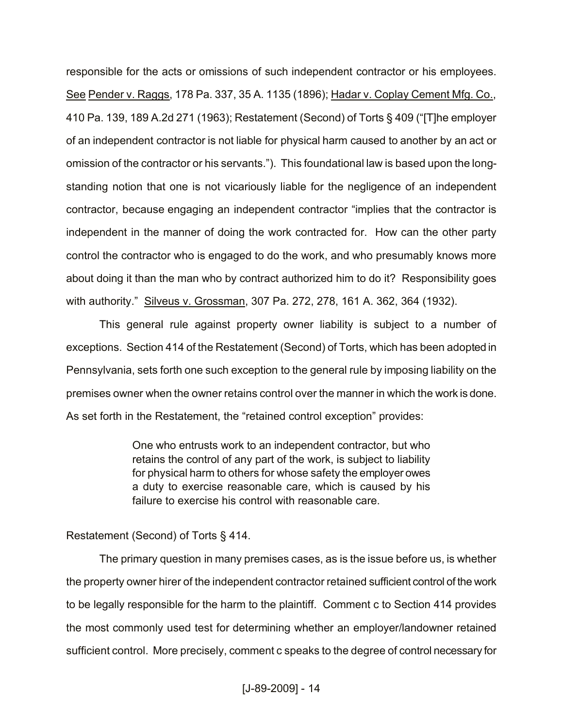responsible for the acts or omissions of such independent contractor or his employees. See Pender v. Raggs, 178 Pa. 337, 35 A. 1135 (1896); Hadar v. Coplay Cement Mfg. Co., 410 Pa. 139, 189 A.2d 271 (1963); Restatement (Second) of Torts § 409 ("[T]he employer of an independent contractor is not liable for physical harm caused to another by an act or omission of the contractor or his servants."). This foundational law is based upon the long-standing notion that one is not vicariously liable for the negligence of an independent contractor, because engaging an independent contractor "implies that the contractor is independent in the manner of doing the work contracted for. How can the other party control the contractor who is engaged to do the work, and who presumably knows more about doing it than the man who by contract authorized him to do it? Responsibility goes with authority." Silveus v. Grossman, 307 Pa. 272, 278, 161 A. 362, 364 (1932).

This general rule against property owner liability is subject to a number of exceptions. Section 414 of the Restatement (Second) of Torts, which has been adopted in Pennsylvania, sets forth one such exception to the general rule by imposing liability on the premises owner when the owner retains control over the manner in which the work is done. As set forth in the Restatement, the "retained control exception" provides:

> One who entrusts work to an independent contractor, but who retains the control of any part of the work, is subject to liability for physical harm to others for whose safety the employer owes a duty to exercise reasonable care, which is caused by his failure to exercise his control with reasonable care.

Restatement (Second) of Torts § 414.

The primary question in many premises cases, as is the issue before us, is whether the property owner hirer of the independent contractor retained sufficient control of the work to be legally responsible for the harm to the plaintiff. Comment c to Section 414 provides the most commonly used test for determining whether an employer/landowner retained sufficient control. More precisely, comment c speaks to the degree of control necessary for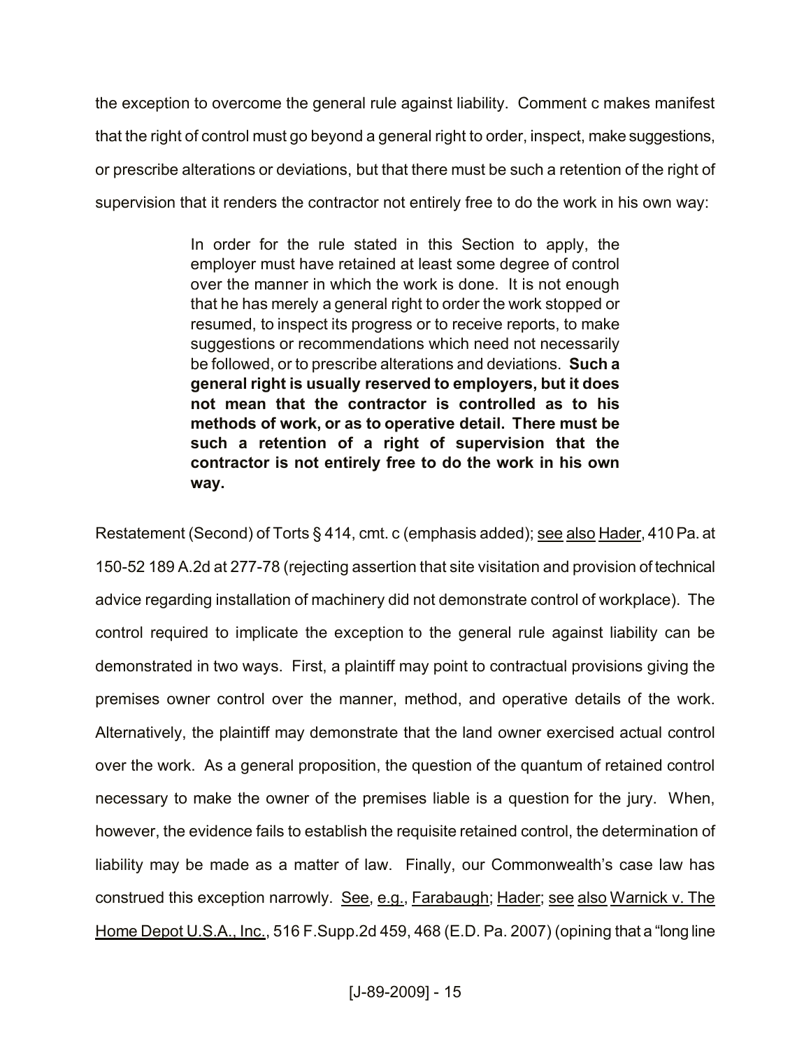the exception to overcome the general rule against liability. Comment c makes manifest that the right of control must go beyond a general right to order, inspect, make suggestions, or prescribe alterations or deviations, but that there must be such a retention of the right of supervision that it renders the contractor not entirely free to do the work in his own way:

> In order for the rule stated in this Section to apply, the employer must have retained at least some degree of control over the manner in which the work is done. It is not enough that he has merely a general right to order the work stopped or resumed, to inspect its progress or to receive reports, to make suggestions or recommendations which need not necessarily be followed, or to prescribe alterations and deviations. **Such a general right is usually reserved to employers, but it does not mean that the contractor is controlled as to his methods of work, or as to operative detail. There must be such a retention of a right of supervision that the contractor is not entirely free to do the work in his own way.**

Restatement (Second) of Torts § 414, cmt. c (emphasis added); see also Hader, 410 Pa. at 150-52 189 A.2d at 277-78 (rejecting assertion that site visitation and provision of technical advice regarding installation of machinery did not demonstrate control of workplace). The control required to implicate the exception to the general rule against liability can be demonstrated in two ways. First, a plaintiff may point to contractual provisions giving the premises owner control over the manner, method, and operative details of the work. Alternatively, the plaintiff may demonstrate that the land owner exercised actual control over the work. As a general proposition, the question of the quantum of retained control necessary to make the owner of the premises liable is a question for the jury. When, however, the evidence fails to establish the requisite retained control, the determination of liability may be made as a matter of law. Finally, our Commonwealth's case law has construed this exception narrowly. See, e.g., Farabaugh; Hader; see also Warnick v. The Home Depot U.S.A., Inc., 516 F.Supp.2d 459, 468 (E.D. Pa. 2007) (opining that a "long line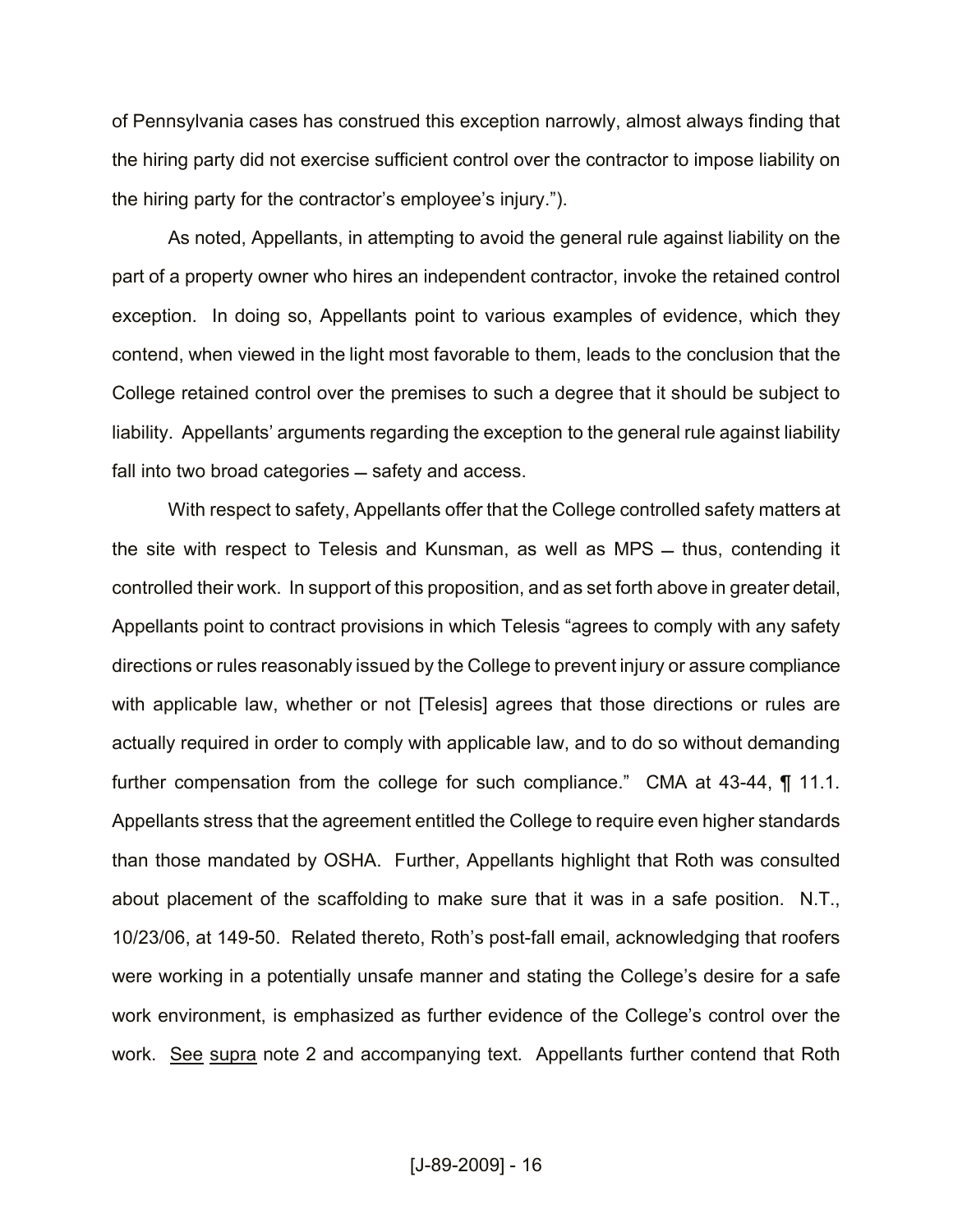of Pennsylvania cases has construed this exception narrowly, almost always finding that the hiring party did not exercise sufficient control over the contractor to impose liability on the hiring party for the contractor's employee's injury.").

As noted, Appellants, in attempting to avoid the general rule against liability on the part of a property owner who hires an independent contractor, invoke the retained control exception. In doing so, Appellants point to various examples of evidence, which they contend, when viewed in the light most favorable to them, leads to the conclusion that the College retained control over the premises to such a degree that it should be subject to liability. Appellants' arguments regarding the exception to the general rule against liability fall into two broad categories ‒ safety and access.

With respect to safety, Appellants offer that the College controlled safety matters at the site with respect to Telesis and Kunsman, as well as MPS ‒ thus, contending it controlled their work. In support of this proposition, and as set forth above in greater detail, Appellants point to contract provisions in which Telesis "agrees to comply with any safety directions or rules reasonably issued by the College to prevent injury or assure compliance with applicable law, whether or not [Telesis] agrees that those directions or rules are actually required in order to comply with applicable law, and to do so without demanding further compensation from the college for such compliance." CMA at 43-44, ¶ 11.1. Appellants stress that the agreement entitled the College to require even higher standards than those mandated by OSHA. Further, Appellants highlight that Roth was consulted about placement of the scaffolding to make sure that it was in a safe position. N.T., 10/23/06, at 149-50. Related thereto, Roth's post-fall email, acknowledging that roofers were working in a potentially unsafe manner and stating the College's desire for a safe work environment, is emphasized as further evidence of the College's control over the work. See supra note 2 and accompanying text. Appellants further contend that Roth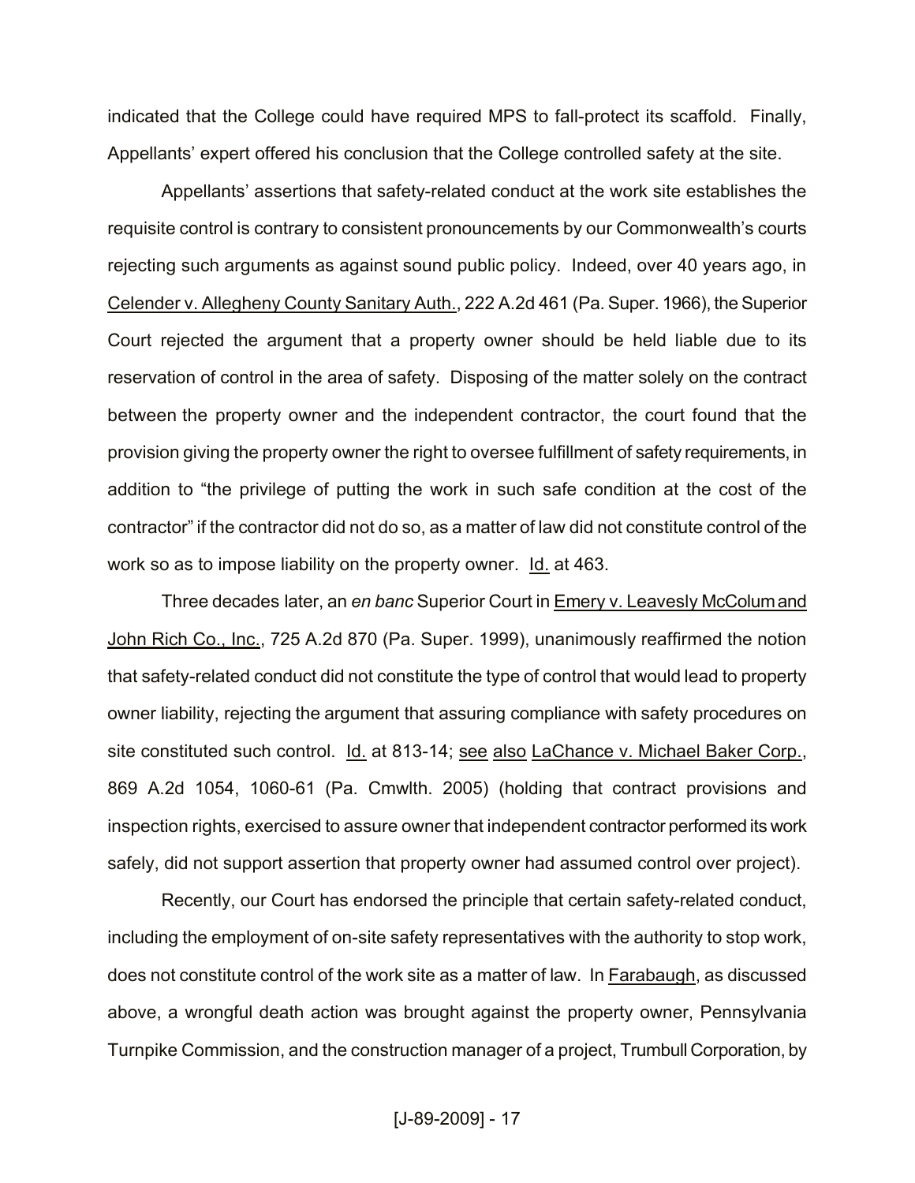indicated that the College could have required MPS to fall-protect its scaffold. Finally, Appellants' expert offered his conclusion that the College controlled safety at the site.

Appellants' assertions that safety-related conduct at the work site establishes the requisite control is contrary to consistent pronouncements by our Commonwealth's courts rejecting such arguments as against sound public policy. Indeed, over 40 years ago, in Celender v. Allegheny County Sanitary Auth., 222 A.2d 461 (Pa. Super. 1966), the Superior Court rejected the argument that a property owner should be held liable due to its reservation of control in the area of safety. Disposing of the matter solely on the contract between the property owner and the independent contractor, the court found that the provision giving the property owner the right to oversee fulfillment of safety requirements, in addition to "the privilege of putting the work in such safe condition at the cost of the contractor" if the contractor did not do so, as a matter of law did not constitute control of the work so as to impose liability on the property owner. Id. at 463.

Three decades later, an *en banc* Superior Court in Emery v. Leavesly McColum and John Rich Co., Inc., 725 A.2d 870 (Pa. Super. 1999), unanimously reaffirmed the notion that safety-related conduct did not constitute the type of control that would lead to property owner liability, rejecting the argument that assuring compliance with safety procedures on site constituted such control. Id. at 813-14; see also LaChance v. Michael Baker Corp., 869 A.2d 1054, 1060-61 (Pa. Cmwlth. 2005) (holding that contract provisions and inspection rights, exercised to assure owner that independent contractor performed its work safely, did not support assertion that property owner had assumed control over project).

Recently, our Court has endorsed the principle that certain safety-related conduct, including the employment of on-site safety representatives with the authority to stop work, does not constitute control of the work site as a matter of law. In Farabaugh, as discussed above, a wrongful death action was brought against the property owner, Pennsylvania Turnpike Commission, and the construction manager of a project, Trumbull Corporation, by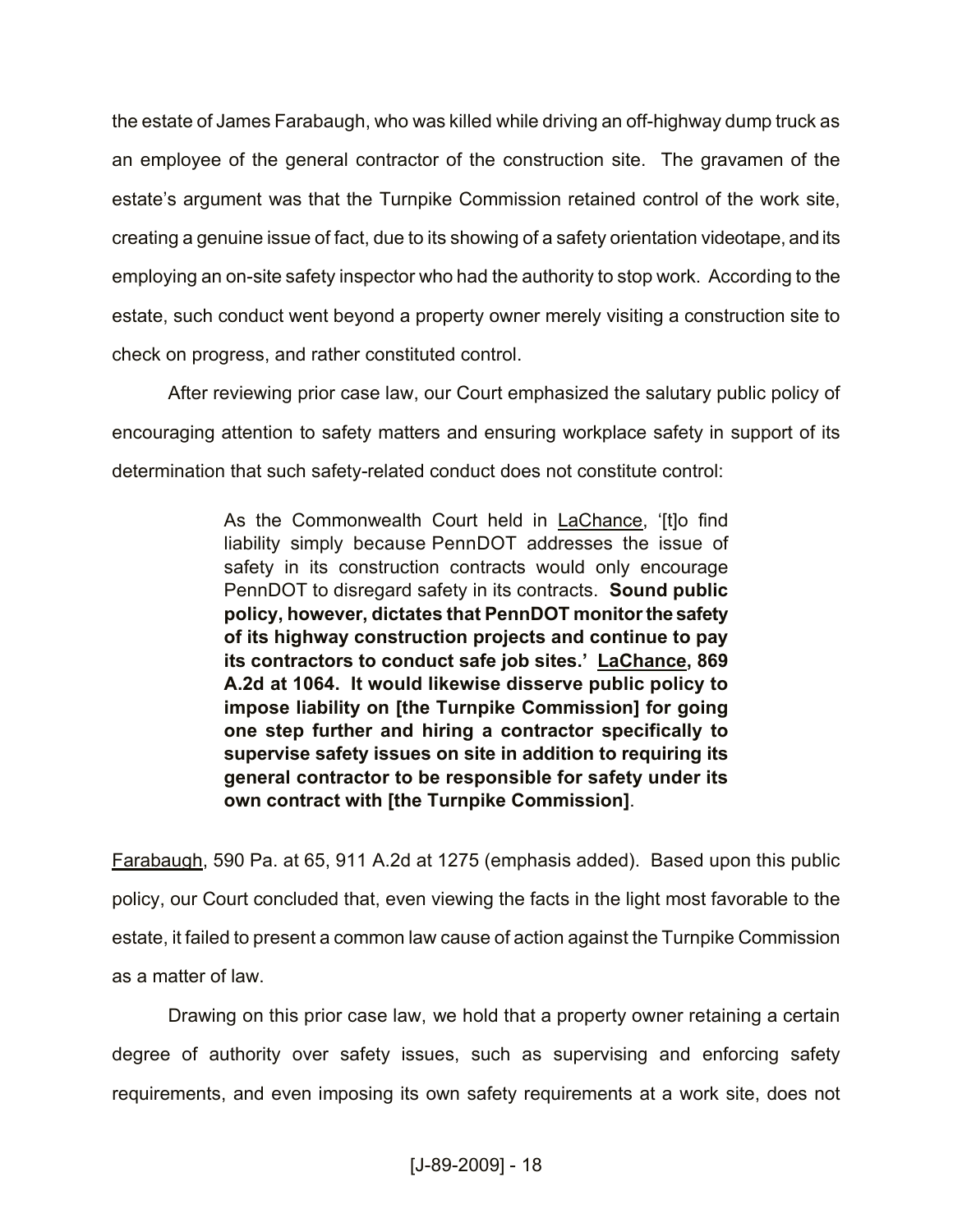the estate of James Farabaugh, who was killed while driving an off-highway dump truck as an employee of the general contractor of the construction site. The gravamen of the estate's argument was that the Turnpike Commission retained control of the work site, creating a genuine issue of fact, due to its showing of a safety orientation videotape, and its employing an on-site safety inspector who had the authority to stop work. According to the estate, such conduct went beyond a property owner merely visiting a construction site to check on progress, and rather constituted control.

After reviewing prior case law, our Court emphasized the salutary public policy of encouraging attention to safety matters and ensuring workplace safety in support of its determination that such safety-related conduct does not constitute control:

> As the Commonwealth Court held in LaChance, '[t]o find liability simply because PennDOT addresses the issue of safety in its construction contracts would only encourage PennDOT to disregard safety in its contracts. **Sound public policy, however, dictates that PennDOT monitor the safety of its highway construction projects and continue to pay its contractors to conduct safe job sites.' LaChance, 869 A.2d at 1064. It would likewise disserve public policy to impose liability on [the Turnpike Commission] for going one step further and hiring a contractor specifically to supervise safety issues on site in addition to requiring its general contractor to be responsible for safety under its own contract with [the Turnpike Commission]**.

Farabaugh, 590 Pa. at 65, 911 A.2d at 1275 (emphasis added). Based upon this public policy, our Court concluded that, even viewing the facts in the light most favorable to the estate, it failed to present a common law cause of action against the Turnpike Commission as a matter of law.

Drawing on this prior case law, we hold that a property owner retaining a certain degree of authority over safety issues, such as supervising and enforcing safety requirements, and even imposing its own safety requirements at a work site, does not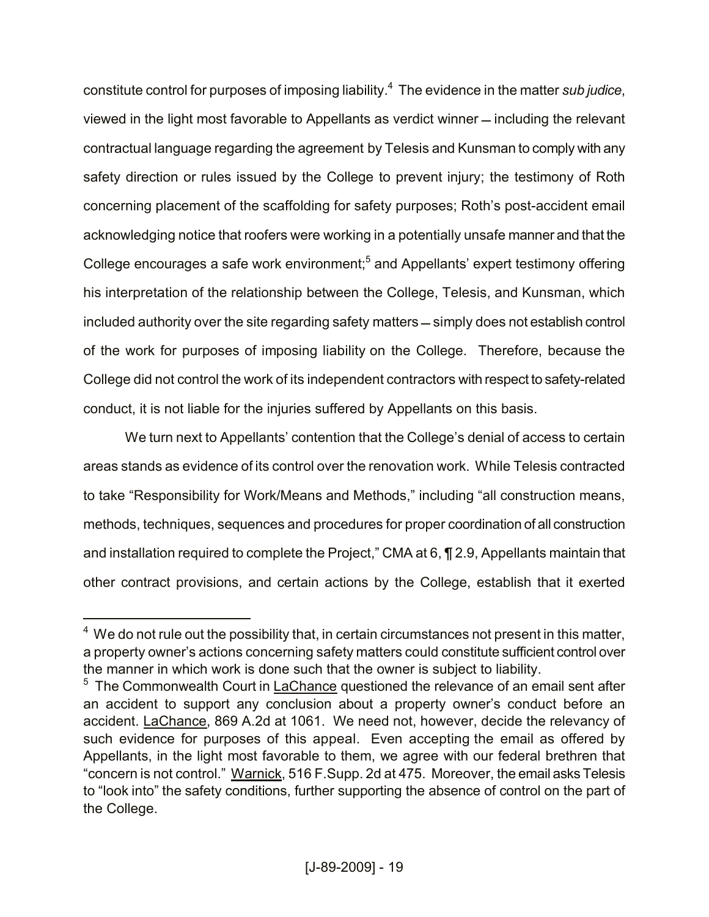constitute control for purposes of imposing liability.[4] The evidence in the matter *sub judice*, viewed in the light most favorable to Appellants as verdict winner – including the relevant contractual language regarding the agreement by Telesis and Kunsman to comply with any safety direction or rules issued by the College to prevent injury; the testimony of Roth concerning placement of the scaffolding for safety purposes; Roth's post-accident email acknowledging notice that roofers were working in a potentially unsafe manner and that the College encourages a safe work environment;[5] and Appellants' expert testimony offering his interpretation of the relationship between the College, Telesis, and Kunsman, which included authority over the site regarding safety matters – simply does not establish control of the work for purposes of imposing liability on the College. Therefore, because the College did not control the work of its independent contractors with respect to safety-related conduct, it is not liable for the injuries suffered by Appellants on this basis.

We turn next to Appellants' contention that the College's denial of access to certain areas stands as evidence of its control over the renovation work. While Telesis contracted to take "Responsibility for Work/Means and Methods," including "all construction means, methods, techniques, sequences and procedures for proper coordination of all construction and installation required to complete the Project," CMA at 6, ¶ 2.9, Appellants maintain that other contract provisions, and certain actions by the College, establish that it exerted

---

[4] We do not rule out the possibility that, in certain circumstances not present in this matter, a property owner's actions concerning safety matters could constitute sufficient control over the manner in which work is done such that the owner is subject to liability.

[5] The Commonwealth Court in LaChance questioned the relevance of an email sent after an accident to support any conclusion about a property owner's conduct before an accident. LaChance, 869 A.2d at 1061. We need not, however, decide the relevancy of such evidence for purposes of this appeal. Even accepting the email as offered by Appellants, in the light most favorable to them, we agree with our federal brethren that "concern is not control." Warnick, 516 F.Supp. 2d at 475. Moreover, the email asks Telesis to "look into" the safety conditions, further supporting the absence of control on the part of the College.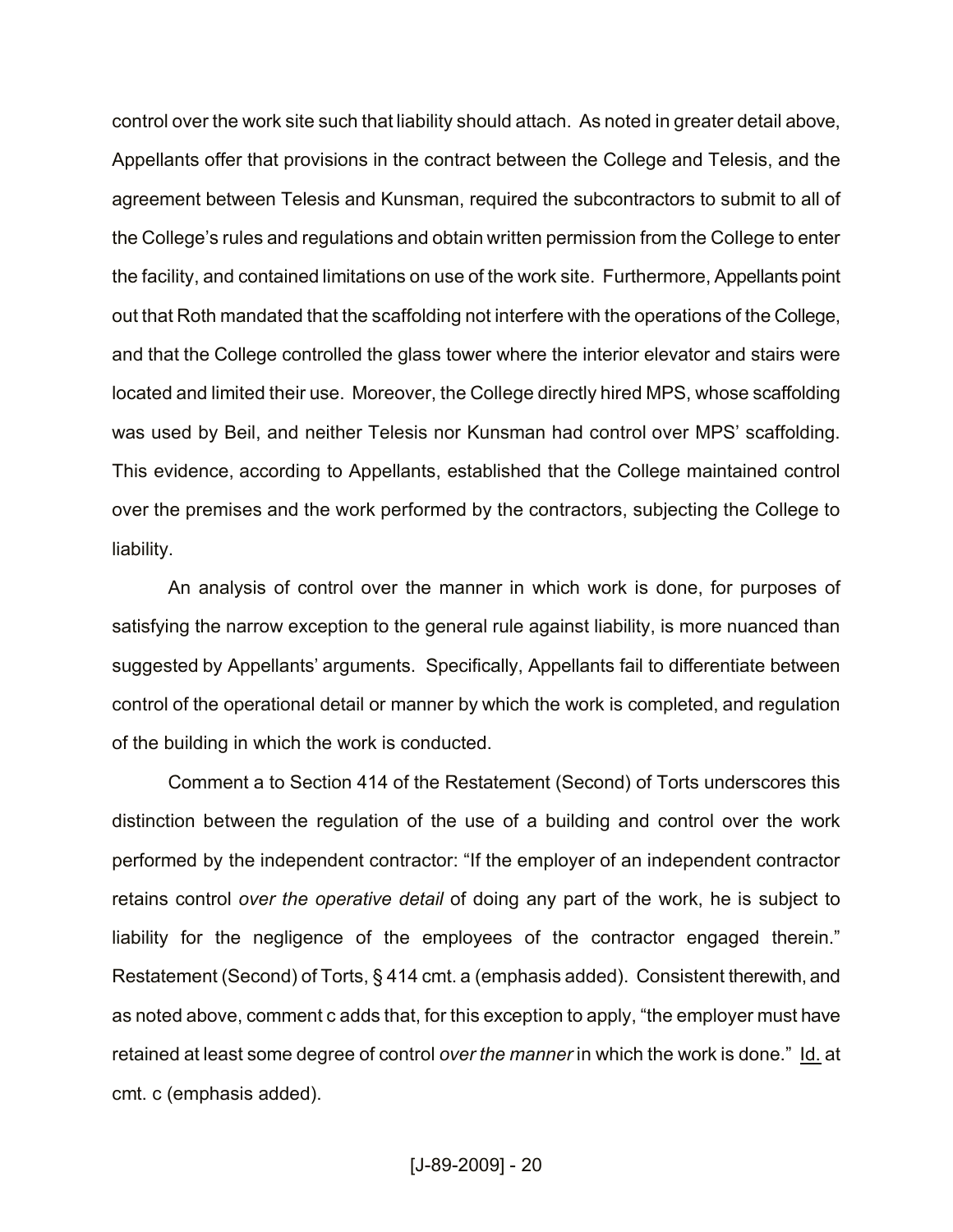control over the work site such that liability should attach. As noted in greater detail above, Appellants offer that provisions in the contract between the College and Telesis, and the agreement between Telesis and Kunsman, required the subcontractors to submit to all of the College's rules and regulations and obtain written permission from the College to enter the facility, and contained limitations on use of the work site. Furthermore, Appellants point out that Roth mandated that the scaffolding not interfere with the operations of the College, and that the College controlled the glass tower where the interior elevator and stairs were located and limited their use. Moreover, the College directly hired MPS, whose scaffolding was used by Beil, and neither Telesis nor Kunsman had control over MPS' scaffolding. This evidence, according to Appellants, established that the College maintained control over the premises and the work performed by the contractors, subjecting the College to liability.

An analysis of control over the manner in which work is done, for purposes of satisfying the narrow exception to the general rule against liability, is more nuanced than suggested by Appellants' arguments. Specifically, Appellants fail to differentiate between control of the operational detail or manner by which the work is completed, and regulation of the building in which the work is conducted.

Comment a to Section 414 of the Restatement (Second) of Torts underscores this distinction between the regulation of the use of a building and control over the work performed by the independent contractor: "If the employer of an independent contractor retains control *over the operative detail* of doing any part of the work, he is subject to liability for the negligence of the employees of the contractor engaged therein." Restatement (Second) of Torts, § 414 cmt. a (emphasis added). Consistent therewith, and as noted above, comment c adds that, for this exception to apply, "the employer must have retained at least some degree of control *over the manner* in which the work is done." Id. at cmt. c (emphasis added).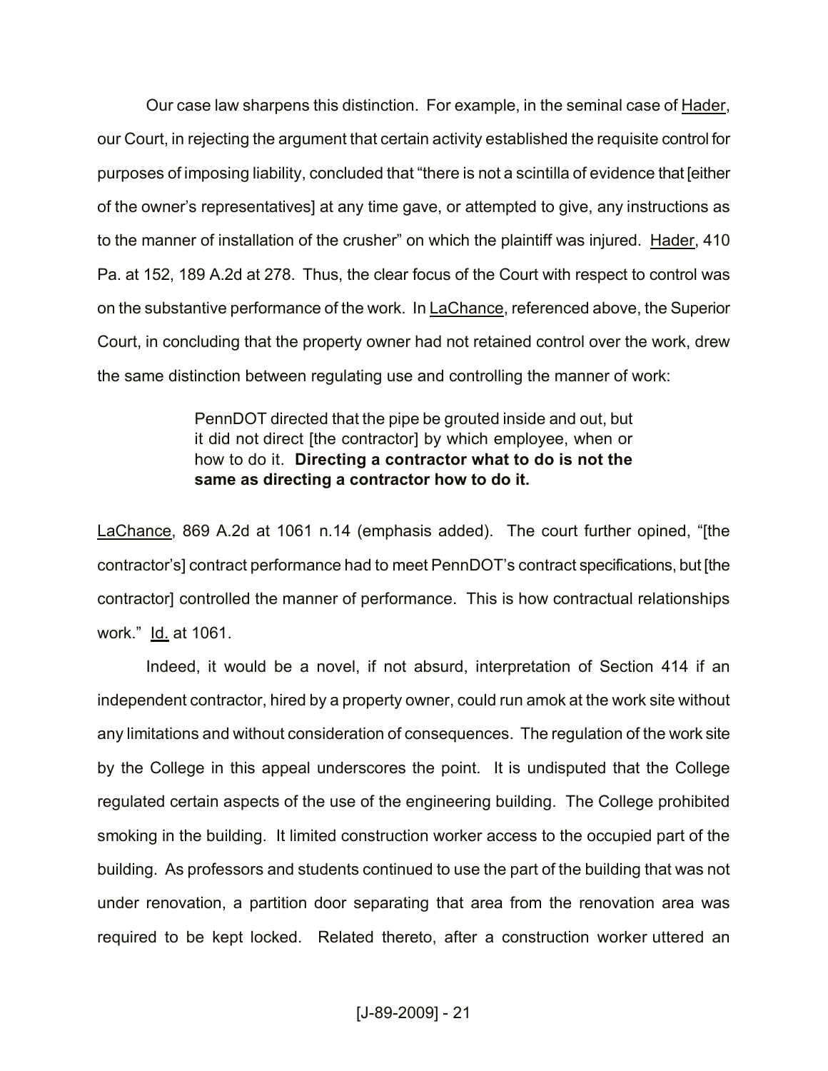Our case law sharpens this distinction. For example, in the seminal case of Hader, our Court, in rejecting the argument that certain activity established the requisite control for purposes of imposing liability, concluded that "there is not a scintilla of evidence that [either of the owner's representatives] at any time gave, or attempted to give, any instructions as to the manner of installation of the crusher" on which the plaintiff was injured. Hader, 410 Pa. at 152, 189 A.2d at 278. Thus, the clear focus of the Court with respect to control was on the substantive performance of the work. In LaChance, referenced above, the Superior Court, in concluding that the property owner had not retained control over the work, drew the same distinction between regulating use and controlling the manner of work:

> PennDOT directed that the pipe be grouted inside and out, but it did not direct [the contractor] by which employee, when or how to do it. **Directing a contractor what to do is not the same as directing a contractor how to do it.**

LaChance, 869 A.2d at 1061 n.14 (emphasis added). The court further opined, "[the contractor's] contract performance had to meet PennDOT's contract specifications, but [the contractor] controlled the manner of performance. This is how contractual relationships work." Id. at 1061.

Indeed, it would be a novel, if not absurd, interpretation of Section 414 if an independent contractor, hired by a property owner, could run amok at the work site without any limitations and without consideration of consequences. The regulation of the work site by the College in this appeal underscores the point. It is undisputed that the College regulated certain aspects of the use of the engineering building. The College prohibited smoking in the building. It limited construction worker access to the occupied part of the building. As professors and students continued to use the part of the building that was not under renovation, a partition door separating that area from the renovation area was required to be kept locked. Related thereto, after a construction worker uttered an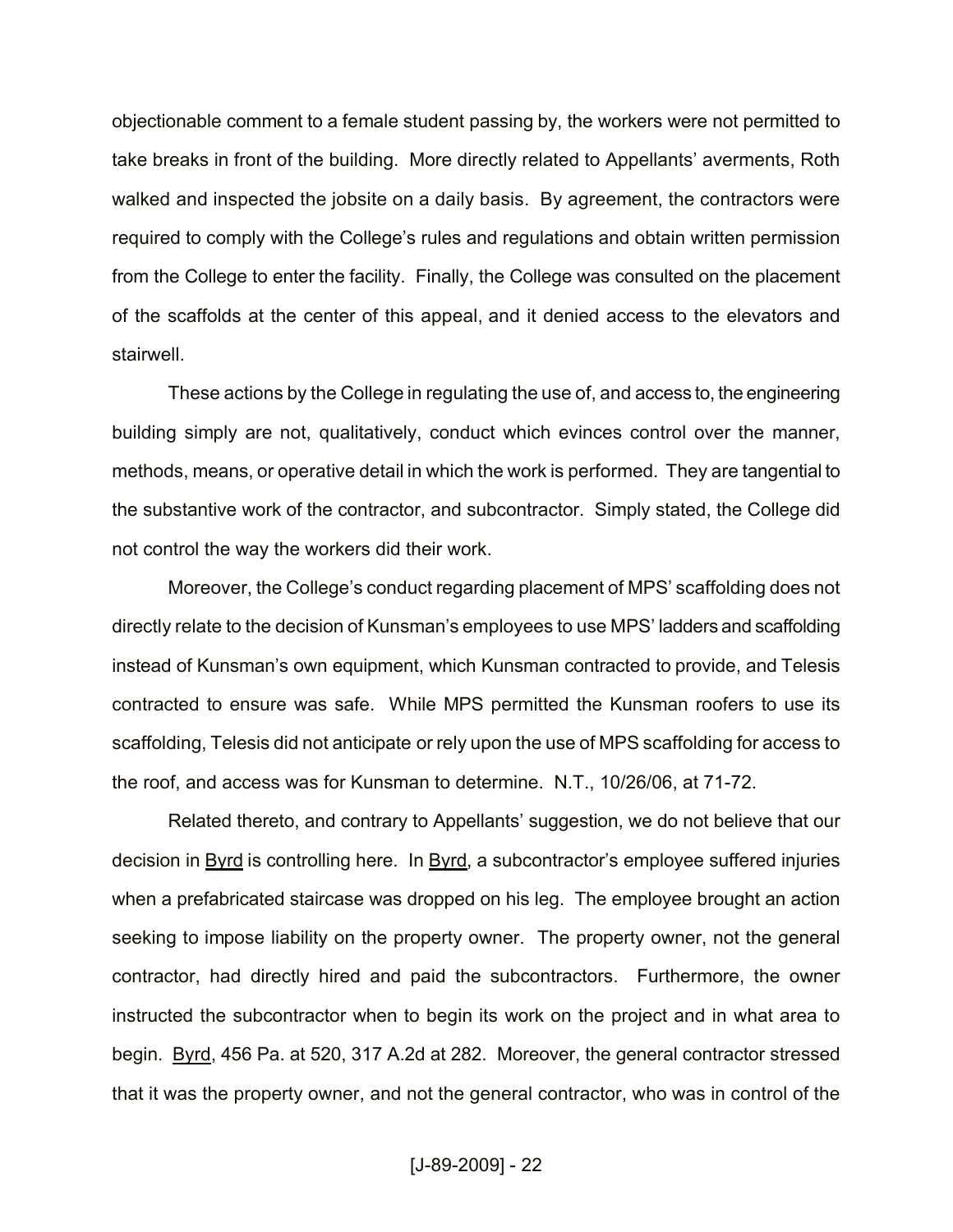objectionable comment to a female student passing by, the workers were not permitted to take breaks in front of the building. More directly related to Appellants' averments, Roth walked and inspected the jobsite on a daily basis. By agreement, the contractors were required to comply with the College's rules and regulations and obtain written permission from the College to enter the facility. Finally, the College was consulted on the placement of the scaffolds at the center of this appeal, and it denied access to the elevators and stairwell.

These actions by the College in regulating the use of, and access to, the engineering building simply are not, qualitatively, conduct which evinces control over the manner, methods, means, or operative detail in which the work is performed. They are tangential to the substantive work of the contractor, and subcontractor. Simply stated, the College did not control the way the workers did their work.

Moreover, the College's conduct regarding placement of MPS' scaffolding does not directly relate to the decision of Kunsman's employees to use MPS' ladders and scaffolding instead of Kunsman's own equipment, which Kunsman contracted to provide, and Telesis contracted to ensure was safe. While MPS permitted the Kunsman roofers to use its scaffolding, Telesis did not anticipate or rely upon the use of MPS scaffolding for access to the roof, and access was for Kunsman to determine. N.T., 10/26/06, at 71-72.

Related thereto, and contrary to Appellants' suggestion, we do not believe that our decision in Byrd is controlling here. In Byrd, a subcontractor's employee suffered injuries when a prefabricated staircase was dropped on his leg. The employee brought an action seeking to impose liability on the property owner. The property owner, not the general contractor, had directly hired and paid the subcontractors. Furthermore, the owner instructed the subcontractor when to begin its work on the project and in what area to begin. Byrd, 456 Pa. at 520, 317 A.2d at 282. Moreover, the general contractor stressed that it was the property owner, and not the general contractor, who was in control of the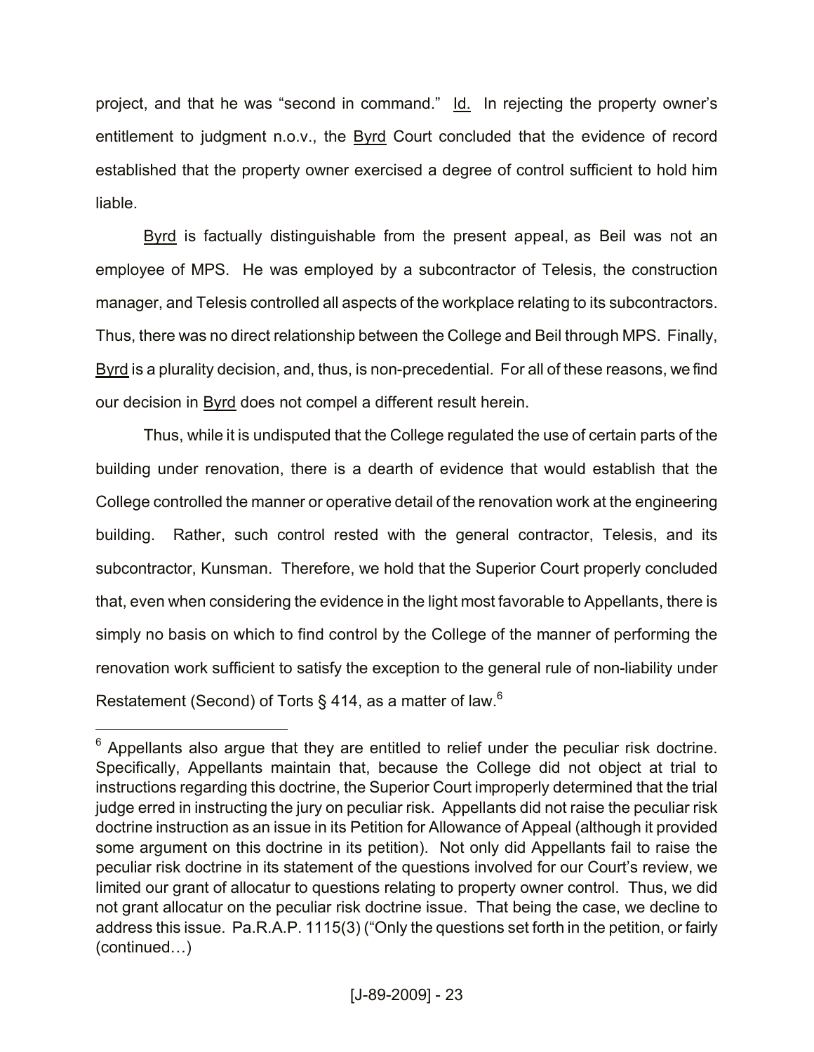project, and that he was "second in command." Id. In rejecting the property owner's entitlement to judgment n.o.v., the Byrd Court concluded that the evidence of record established that the property owner exercised a degree of control sufficient to hold him liable.

Byrd is factually distinguishable from the present appeal, as Beil was not an employee of MPS. He was employed by a subcontractor of Telesis, the construction manager, and Telesis controlled all aspects of the workplace relating to its subcontractors. Thus, there was no direct relationship between the College and Beil through MPS. Finally, Byrd is a plurality decision, and, thus, is non-precedential. For all of these reasons, we find our decision in Byrd does not compel a different result herein.

Thus, while it is undisputed that the College regulated the use of certain parts of the building under renovation, there is a dearth of evidence that would establish that the College controlled the manner or operative detail of the renovation work at the engineering building. Rather, such control rested with the general contractor, Telesis, and its subcontractor, Kunsman. Therefore, we hold that the Superior Court properly concluded that, even when considering the evidence in the light most favorable to Appellants, there is simply no basis on which to find control by the College of the manner of performing the renovation work sufficient to satisfy the exception to the general rule of non-liability under Restatement (Second) of Torts § 414, as a matter of law.[6]

---

[6] Appellants also argue that they are entitled to relief under the peculiar risk doctrine. Specifically, Appellants maintain that, because the College did not object at trial to instructions regarding this doctrine, the Superior Court improperly determined that the trial judge erred in instructing the jury on peculiar risk. Appellants did not raise the peculiar risk doctrine instruction as an issue in its Petition for Allowance of Appeal (although it provided some argument on this doctrine in its petition). Not only did Appellants fail to raise the peculiar risk doctrine in its statement of the questions involved for our Court's review, we limited our grant of allocatur to questions relating to property owner control. Thus, we did not grant allocatur on the peculiar risk doctrine issue. That being the case, we decline to address this issue. Pa.R.A.P. 1115(3) ("Only the questions set forth in the petition, or fairly (continued…)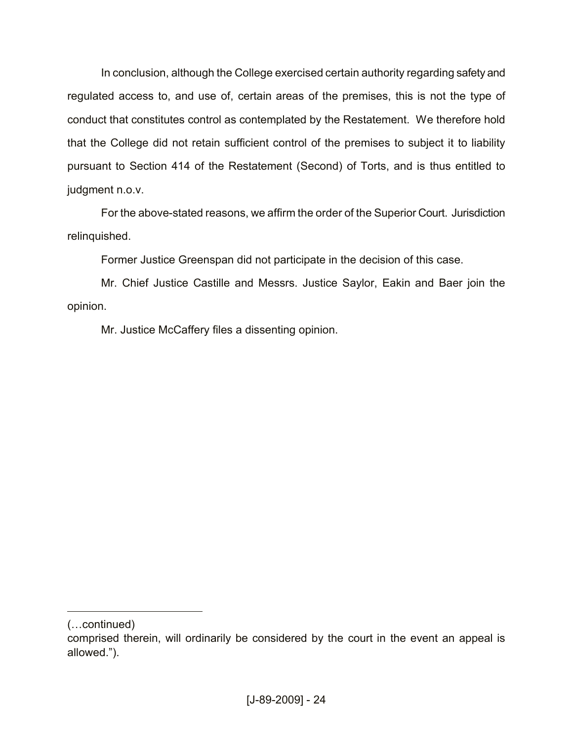In conclusion, although the College exercised certain authority regarding safety and regulated access to, and use of, certain areas of the premises, this is not the type of conduct that constitutes control as contemplated by the Restatement. We therefore hold that the College did not retain sufficient control of the premises to subject it to liability pursuant to Section 414 of the Restatement (Second) of Torts, and is thus entitled to judgment n.o.v.

For the above-stated reasons, we affirm the order of the Superior Court. Jurisdiction relinquished.

Former Justice Greenspan did not participate in the decision of this case.

Mr. Chief Justice Castille and Messrs. Justice Saylor, Eakin and Baer join the opinion.

Mr. Justice McCaffery files a dissenting opinion.

---

(…continued)

comprised therein, will ordinarily be considered by the court in the event an appeal is allowed.").